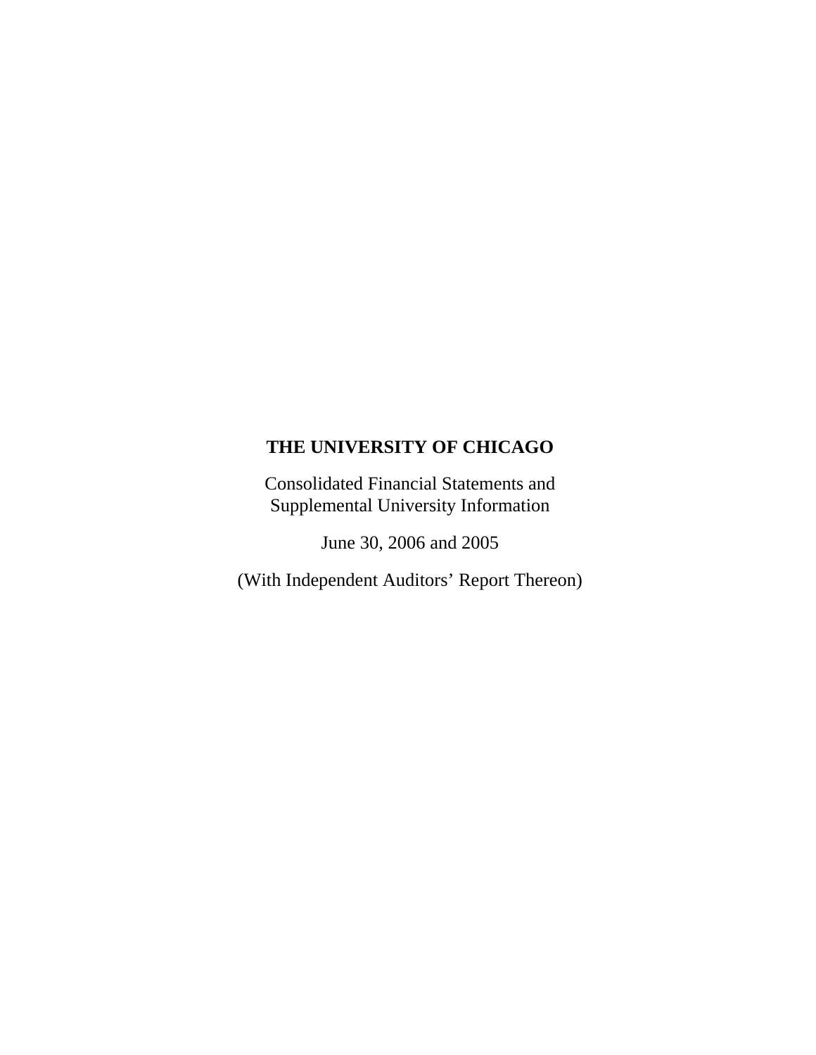# THE UNIVERSITY OF CHICAGO

Consolidated Financial Statements and
Supplemental University Information

June 30, 2006 and 2005

(With Independent Auditors' Report Thereon)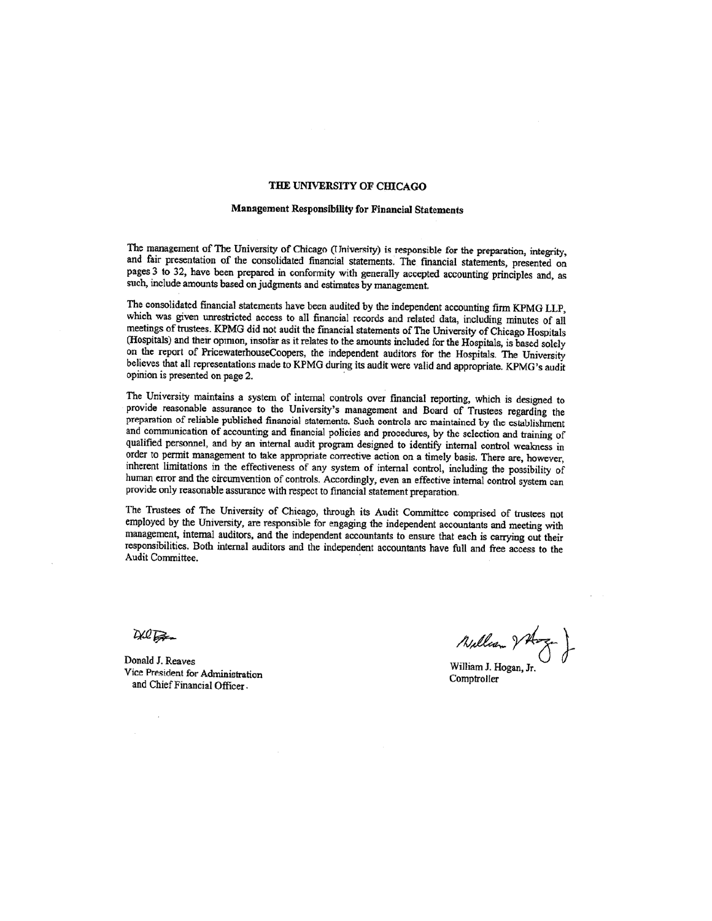# THE UNIVERSITY OF CHICAGO

## Management Responsibility for Financial Statements

The management of The University of Chicago (University) is responsible for the preparation, integrity, and fair presentation of the consolidated financial statements. The financial statements, presented on pages 3 to 32, have been prepared in conformity with generally accepted accounting principles and, as such, include amounts based on judgments and estimates by management.

The consolidated financial statements have been audited by the independent accounting firm KPMG LLP, which was given unrestricted access to all financial records and related data, including minutes of all meetings of trustees. KPMG did not audit the financial statements of The University of Chicago Hospitals (Hospitals) and their opinion, insofar as it relates to the amounts included for the Hospitals, is based solely on the report of PricewaterhouseCoopers, the independent auditors for the Hospitals. The University believes that all representations made to KPMG during its audit were valid and appropriate. KPMG's audit opinion is presented on page 2.

The University maintains a system of internal controls over financial reporting, which is designed to provide reasonable assurance to the University's management and Board of Trustees regarding the preparation of reliable published financial statements. Such controls are maintained by the establishment and communication of accounting and financial policies and procedures, by the selection and training of qualified personnel, and by an internal audit program designed to identify internal control weakness in order to permit management to take appropriate corrective action on a timely basis. There are, however, inherent limitations in the effectiveness of any system of internal control, including the possibility of human error and the circumvention of controls. Accordingly, even an effective internal control system can provide only reasonable assurance with respect to financial statement preparation.

The Trustees of The University of Chicago, through its Audit Committee comprised of trustees not employed by the University, are responsible for engaging the independent accountants and meeting with management, internal auditors, and the independent accountants to ensure that each is carrying out their responsibilities. Both internal auditors and the independent accountants have full and free access to the Audit Committee.

Donald J. Reaves
Vice President for Administration
and Chief Financial Officer

William J. Hogan, Jr.
Comptroller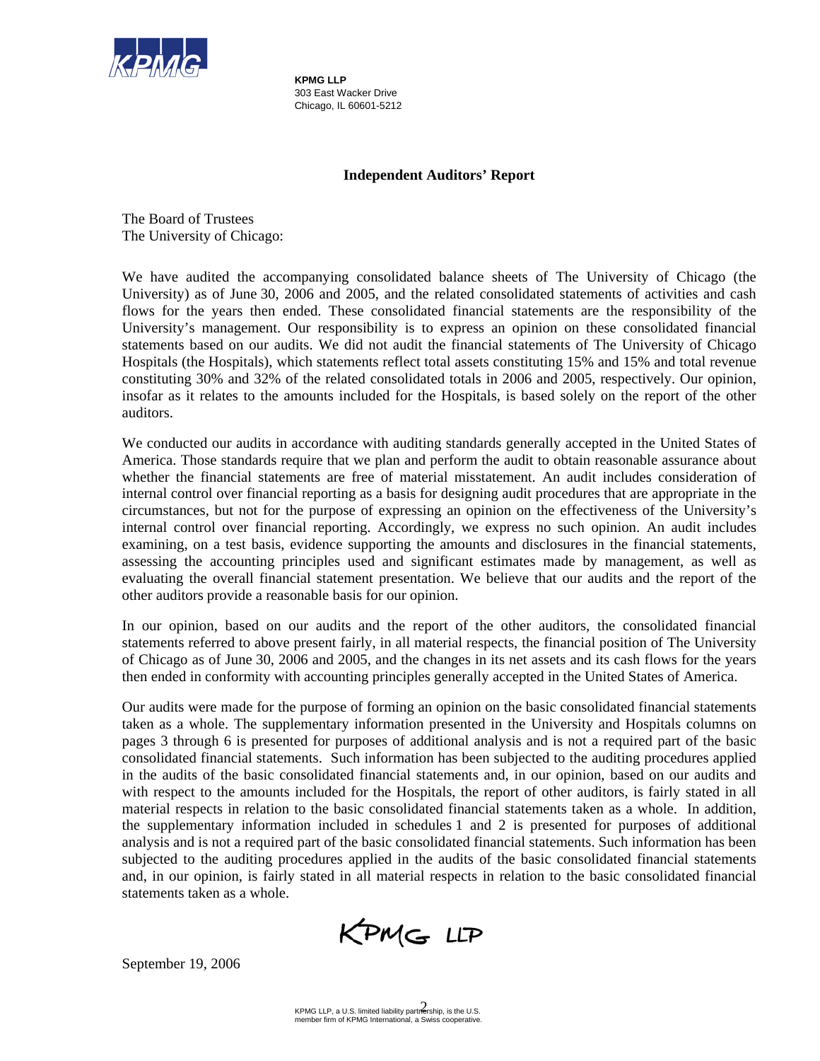**KPMG LLP**
303 East Wacker Drive
Chicago, IL 60601-5212

## Independent Auditors' Report

The Board of Trustees
The University of Chicago:

We have audited the accompanying consolidated balance sheets of The University of Chicago (the University) as of June 30, 2006 and 2005, and the related consolidated statements of activities and cash flows for the years then ended. These consolidated financial statements are the responsibility of the University's management. Our responsibility is to express an opinion on these consolidated financial statements based on our audits. We did not audit the financial statements of The University of Chicago Hospitals (the Hospitals), which statements reflect total assets constituting 15% and 15% and total revenue constituting 30% and 32% of the related consolidated totals in 2006 and 2005, respectively. Our opinion, insofar as it relates to the amounts included for the Hospitals, is based solely on the report of the other auditors.

We conducted our audits in accordance with auditing standards generally accepted in the United States of America. Those standards require that we plan and perform the audit to obtain reasonable assurance about whether the financial statements are free of material misstatement. An audit includes consideration of internal control over financial reporting as a basis for designing audit procedures that are appropriate in the circumstances, but not for the purpose of expressing an opinion on the effectiveness of the University's internal control over financial reporting. Accordingly, we express no such opinion. An audit includes examining, on a test basis, evidence supporting the amounts and disclosures in the financial statements, assessing the accounting principles used and significant estimates made by management, as well as evaluating the overall financial statement presentation. We believe that our audits and the report of the other auditors provide a reasonable basis for our opinion.

In our opinion, based on our audits and the report of the other auditors, the consolidated financial statements referred to above present fairly, in all material respects, the financial position of The University of Chicago as of June 30, 2006 and 2005, and the changes in its net assets and its cash flows for the years then ended in conformity with accounting principles generally accepted in the United States of America.

Our audits were made for the purpose of forming an opinion on the basic consolidated financial statements taken as a whole. The supplementary information presented in the University and Hospitals columns on pages 3 through 6 is presented for purposes of additional analysis and is not a required part of the basic consolidated financial statements. Such information has been subjected to the auditing procedures applied in the audits of the basic consolidated financial statements and, in our opinion, based on our audits and with respect to the amounts included for the Hospitals, the report of other auditors, is fairly stated in all material respects in relation to the basic consolidated financial statements taken as a whole. In addition, the supplementary information included in schedules 1 and 2 is presented for purposes of additional analysis and is not a required part of the basic consolidated financial statements. Such information has been subjected to the auditing procedures applied in the audits of the basic consolidated financial statements and, in our opinion, is fairly stated in all material respects in relation to the basic consolidated financial statements taken as a whole.

KPMG LLP

September 19, 2006

KPMG LLP, a U.S. limited liability partnership, is the U.S. member firm of KPMG International, a Swiss cooperative.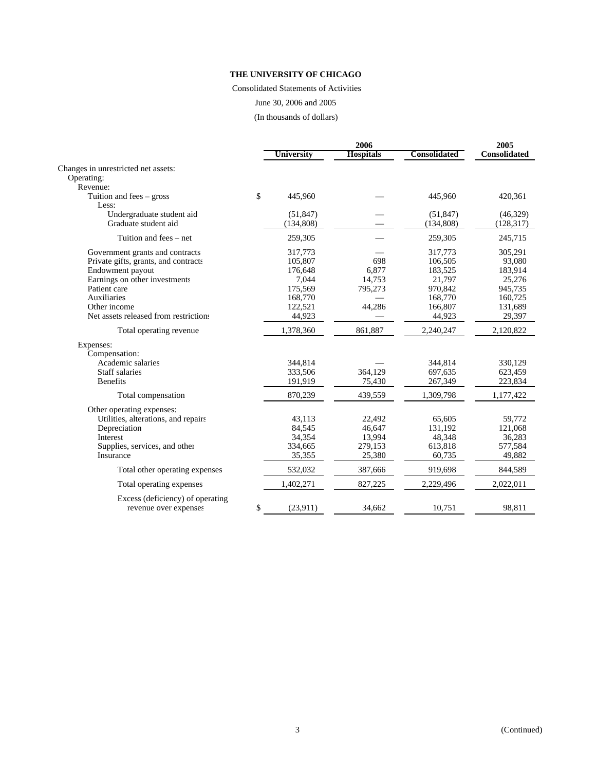**THE UNIVERSITY OF CHICAGO**

Consolidated Statements of Activities

June 30, 2006 and 2005

(In thousands of dollars)

| | 2006 University | 2006 Hospitals | 2006 Consolidated | 2005 Consolidated |
|---|---|---|---|---|
| Changes in unrestricted net assets: | | | | |
| Operating: | | | | |
| Revenue: | | | | |
| Tuition and fees – gross | $ 445,960 | — | 445,960 | 420,361 |
| Less: | | | | |
| Undergraduate student aid | (51,847) | — | (51,847) | (46,329) |
| Graduate student aid | (134,808) | — | (134,808) | (128,317) |
| Tuition and fees – net | 259,305 | — | 259,305 | 245,715 |
| Government grants and contracts | 317,773 | — | 317,773 | 305,291 |
| Private gifts, grants, and contracts | 105,807 | 698 | 106,505 | 93,080 |
| Endowment payout | 176,648 | 6,877 | 183,525 | 183,914 |
| Earnings on other investments | 7,044 | 14,753 | 21,797 | 25,276 |
| Patient care | 175,569 | 795,273 | 970,842 | 945,735 |
| Auxiliaries | 168,770 | — | 168,770 | 160,725 |
| Other income | 122,521 | 44,286 | 166,807 | 131,689 |
| Net assets released from restrictions | 44,923 | — | 44,923 | 29,397 |
| Total operating revenue | 1,378,360 | 861,887 | 2,240,247 | 2,120,822 |
| Expenses: | | | | |
| Compensation: | | | | |
| Academic salaries | 344,814 | — | 344,814 | 330,129 |
| Staff salaries | 333,506 | 364,129 | 697,635 | 623,459 |
| Benefits | 191,919 | 75,430 | 267,349 | 223,834 |
| Total compensation | 870,239 | 439,559 | 1,309,798 | 1,177,422 |
| Other operating expenses: | | | | |
| Utilities, alterations, and repairs | 43,113 | 22,492 | 65,605 | 59,772 |
| Depreciation | 84,545 | 46,647 | 131,192 | 121,068 |
| Interest | 34,354 | 13,994 | 48,348 | 36,283 |
| Supplies, services, and other | 334,665 | 279,153 | 613,818 | 577,584 |
| Insurance | 35,355 | 25,380 | 60,735 | 49,882 |
| Total other operating expenses | 532,032 | 387,666 | 919,698 | 844,589 |
| Total operating expenses | 1,402,271 | 827,225 | 2,229,496 | 2,022,011 |
| Excess (deficiency) of operating revenue over expenses | $ (23,911) | 34,662 | 10,751 | 98,811 |

(Continued)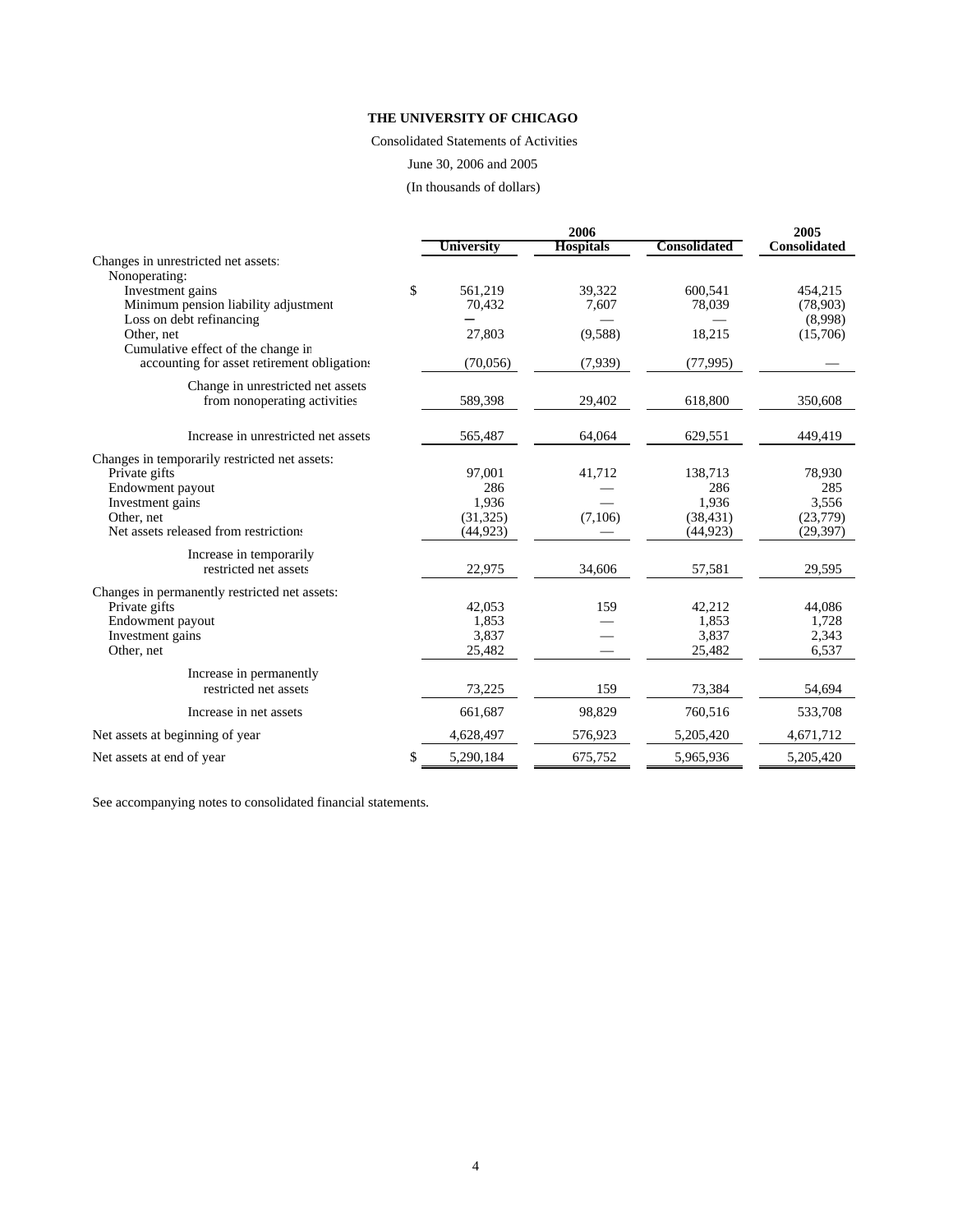**THE UNIVERSITY OF CHICAGO**

Consolidated Statements of Activities

June 30, 2006 and 2005

(In thousands of dollars)

| | 2006 | | | 2005 |
|---|---|---|---|---|
| | University | Hospitals | Consolidated | Consolidated |
| Changes in unrestricted net assets: | | | | |
| Nonoperating: | | | | |
| Investment gains | $ 561,219 | 39,322 | 600,541 | 454,215 |
| Minimum pension liability adjustment | 70,432 | 7,607 | 78,039 | (78,903) |
| Loss on debt refinancing | — | — | — | (8,998) |
| Other, net | 27,803 | (9,588) | 18,215 | (15,706) |
| Cumulative effect of the change in accounting for asset retirement obligations | (70,056) | (7,939) | (77,995) | — |
| Change in unrestricted net assets from nonoperating activities | 589,398 | 29,402 | 618,800 | 350,608 |
| Increase in unrestricted net assets | 565,487 | 64,064 | 629,551 | 449,419 |
| Changes in temporarily restricted net assets: | | | | |
| Private gifts | 97,001 | 41,712 | 138,713 | 78,930 |
| Endowment payout | 286 | — | 286 | 285 |
| Investment gains | 1,936 | — | 1,936 | 3,556 |
| Other, net | (31,325) | (7,106) | (38,431) | (23,779) |
| Net assets released from restrictions | (44,923) | — | (44,923) | (29,397) |
| Increase in temporarily restricted net assets | 22,975 | 34,606 | 57,581 | 29,595 |
| Changes in permanently restricted net assets: | | | | |
| Private gifts | 42,053 | 159 | 42,212 | 44,086 |
| Endowment payout | 1,853 | — | 1,853 | 1,728 |
| Investment gains | 3,837 | — | 3,837 | 2,343 |
| Other, net | 25,482 | — | 25,482 | 6,537 |
| Increase in permanently restricted net assets | 73,225 | 159 | 73,384 | 54,694 |
| Increase in net assets | 661,687 | 98,829 | 760,516 | 533,708 |
| Net assets at beginning of year | 4,628,497 | 576,923 | 5,205,420 | 4,671,712 |
| Net assets at end of year | $ 5,290,184 | 675,752 | 5,965,936 | 5,205,420 |

See accompanying notes to consolidated financial statements.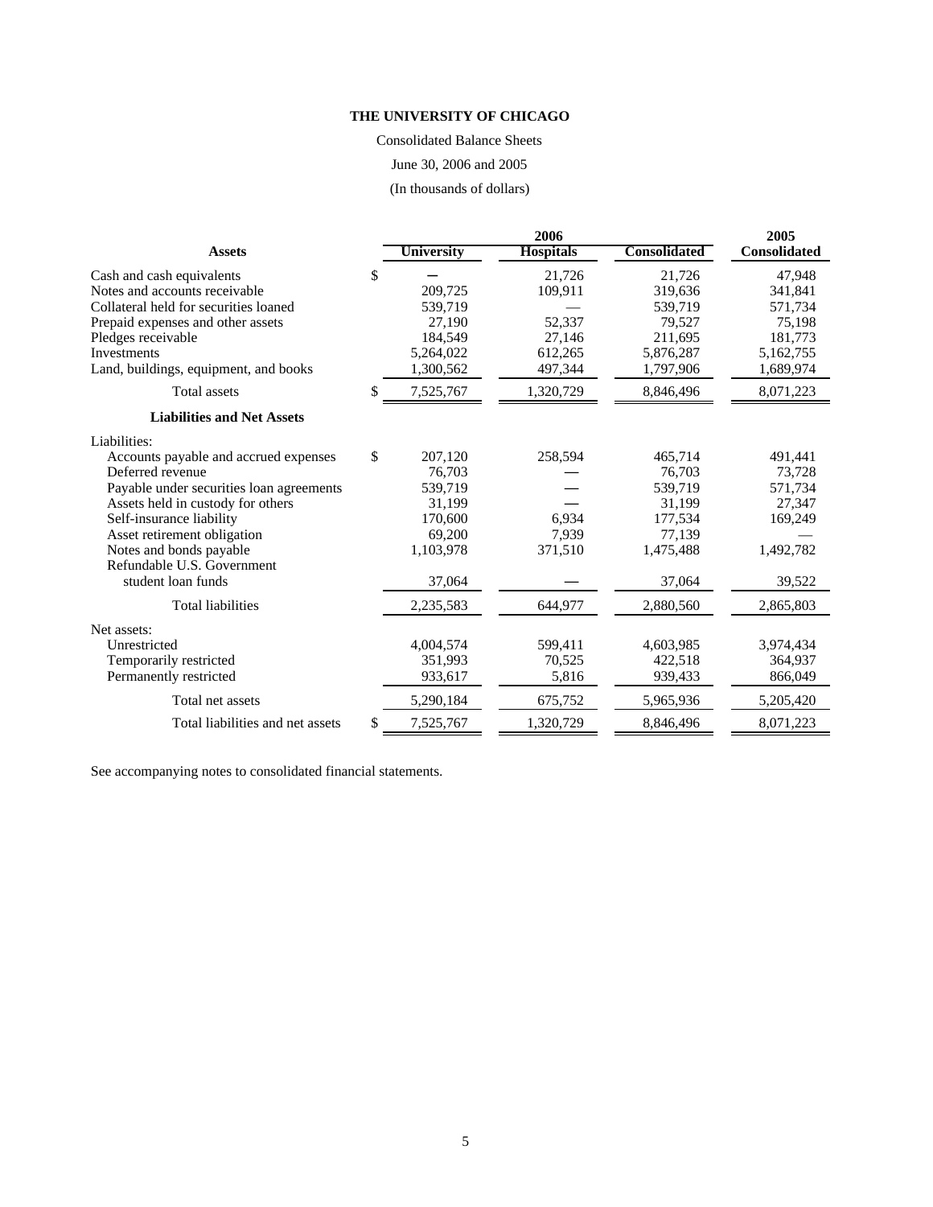# THE UNIVERSITY OF CHICAGO

Consolidated Balance Sheets

June 30, 2006 and 2005

(In thousands of dollars)

| | 2006 | | | 2005 |
|---|---|---|---|---|
| **Assets** | **University** | **Hospitals** | **Consolidated** | **Consolidated** |
| Cash and cash equivalents | $ — | 21,726 | 21,726 | 47,948 |
| Notes and accounts receivable | 209,725 | 109,911 | 319,636 | 341,841 |
| Collateral held for securities loaned | 539,719 | — | 539,719 | 571,734 |
| Prepaid expenses and other assets | 27,190 | 52,337 | 79,527 | 75,198 |
| Pledges receivable | 184,549 | 27,146 | 211,695 | 181,773 |
| Investments | 5,264,022 | 612,265 | 5,876,287 | 5,162,755 |
| Land, buildings, equipment, and books | 1,300,562 | 497,344 | 1,797,906 | 1,689,974 |
| Total assets | $ 7,525,767 | 1,320,729 | 8,846,496 | 8,071,223 |
| **Liabilities and Net Assets** | | | | |
| Liabilities: | | | | |
| Accounts payable and accrued expenses | $ 207,120 | 258,594 | 465,714 | 491,441 |
| Deferred revenue | 76,703 | — | 76,703 | 73,728 |
| Payable under securities loan agreements | 539,719 | — | 539,719 | 571,734 |
| Assets held in custody for others | 31,199 | — | 31,199 | 27,347 |
| Self-insurance liability | 170,600 | 6,934 | 177,534 | 169,249 |
| Asset retirement obligation | 69,200 | 7,939 | 77,139 | — |
| Notes and bonds payable | 1,103,978 | 371,510 | 1,475,488 | 1,492,782 |
| Refundable U.S. Government student loan funds | 37,064 | — | 37,064 | 39,522 |
| Total liabilities | 2,235,583 | 644,977 | 2,880,560 | 2,865,803 |
| Net assets: | | | | |
| Unrestricted | 4,004,574 | 599,411 | 4,603,985 | 3,974,434 |
| Temporarily restricted | 351,993 | 70,525 | 422,518 | 364,937 |
| Permanently restricted | 933,617 | 5,816 | 939,433 | 866,049 |
| Total net assets | 5,290,184 | 675,752 | 5,965,936 | 5,205,420 |
| Total liabilities and net assets | $ 7,525,767 | 1,320,729 | 8,846,496 | 8,071,223 |

See accompanying notes to consolidated financial statements.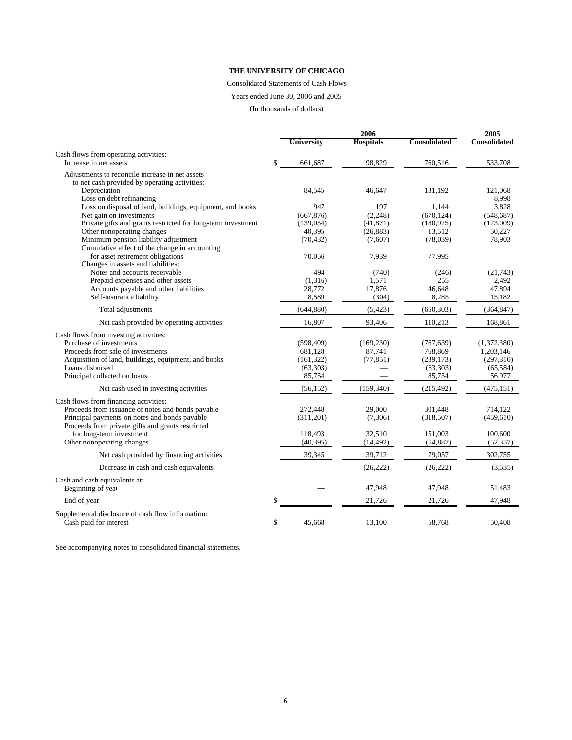**THE UNIVERSITY OF CHICAGO**

Consolidated Statements of Cash Flows

Years ended June 30, 2006 and 2005

(In thousands of dollars)

| | 2006 | | | 2005 |
|---|---|---|---|---|
| | University | Hospitals | Consolidated | Consolidated |
| Cash flows from operating activities: | | | | |
| Increase in net assets | $ 661,687 | 98,829 | 760,516 | 533,708 |
| Adjustments to reconcile increase in net assets to net cash provided by operating activities: | | | | |
| Depreciation | 84,545 | 46,647 | 131,192 | 121,068 |
| Loss on debt refinancing | — | — | — | 8,998 |
| Loss on disposal of land, buildings, equipment, and books | 947 | 197 | 1,144 | 3,828 |
| Net gain on investments | (667,876) | (2,248) | (670,124) | (548,687) |
| Private gifts and grants restricted for long-term investment | (139,054) | (41,871) | (180,925) | (123,009) |
| Other nonoperating changes | 40,395 | (26,883) | 13,512 | 50,227 |
| Minimum pension liability adjustment | (70,432) | (7,607) | (78,039) | 78,903 |
| Cumulative effect of the change in accounting for asset retirement obligations | 70,056 | 7,939 | 77,995 | — |
| Changes in assets and liabilities: | | | | |
| Notes and accounts receivable | 494 | (740) | (246) | (21,743) |
| Prepaid expenses and other assets | (1,316) | 1,571 | 255 | 2,492 |
| Accounts payable and other liabilities | 28,772 | 17,876 | 46,648 | 47,894 |
| Self-insurance liability | 8,589 | (304) | 8,285 | 15,182 |
| Total adjustments | (644,880) | (5,423) | (650,303) | (364,847) |
| Net cash provided by operating activities | 16,807 | 93,406 | 110,213 | 168,861 |
| Cash flows from investing activities: | | | | |
| Purchase of investments | (598,409) | (169,230) | (767,639) | (1,372,380) |
| Proceeds from sale of investments | 681,128 | 87,741 | 768,869 | 1,203,146 |
| Acquisition of land, buildings, equipment, and books | (161,322) | (77,851) | (239,173) | (297,310) |
| Loans disbursed | (63,303) | — | (63,303) | (65,584) |
| Principal collected on loans | 85,754 | — | 85,754 | 56,977 |
| Net cash used in investing activities | (56,152) | (159,340) | (215,492) | (475,151) |
| Cash flows from financing activities: | | | | |
| Proceeds from issuance of notes and bonds payable | 272,448 | 29,000 | 301,448 | 714,122 |
| Principal payments on notes and bonds payable | (311,201) | (7,306) | (318,507) | (459,610) |
| Proceeds from private gifts and grants restricted for long-term investment | 118,493 | 32,510 | 151,003 | 100,600 |
| Other nonoperating changes | (40,395) | (14,492) | (54,887) | (52,357) |
| Net cash provided by financing activities | 39,345 | 39,712 | 79,057 | 302,755 |
| Decrease in cash and cash equivalents | — | (26,222) | (26,222) | (3,535) |
| Cash and cash equivalents at: | | | | |
| Beginning of year | — | 47,948 | 47,948 | 51,483 |
| End of year | $ — | 21,726 | 21,726 | 47,948 |
| Supplemental disclosure of cash flow information: | | | | |
| Cash paid for interest | $ 45,668 | 13,100 | 58,768 | 50,408 |

See accompanying notes to consolidated financial statements.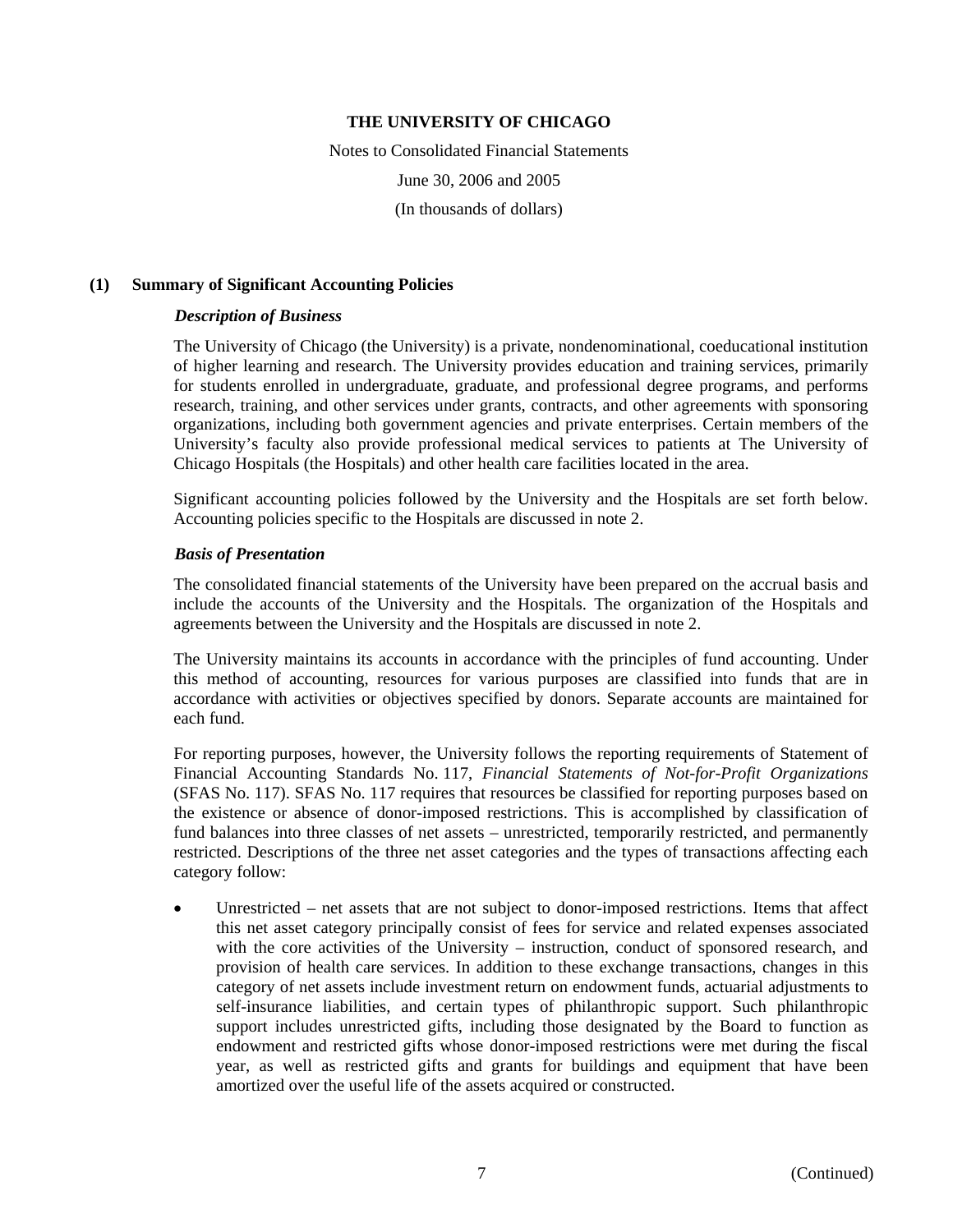**THE UNIVERSITY OF CHICAGO**

Notes to Consolidated Financial Statements

June 30, 2006 and 2005

(In thousands of dollars)

## (1) Summary of Significant Accounting Policies

### *Description of Business*

The University of Chicago (the University) is a private, nondenominational, coeducational institution of higher learning and research. The University provides education and training services, primarily for students enrolled in undergraduate, graduate, and professional degree programs, and performs research, training, and other services under grants, contracts, and other agreements with sponsoring organizations, including both government agencies and private enterprises. Certain members of the University's faculty also provide professional medical services to patients at The University of Chicago Hospitals (the Hospitals) and other health care facilities located in the area.

Significant accounting policies followed by the University and the Hospitals are set forth below. Accounting policies specific to the Hospitals are discussed in note 2.

### *Basis of Presentation*

The consolidated financial statements of the University have been prepared on the accrual basis and include the accounts of the University and the Hospitals. The organization of the Hospitals and agreements between the University and the Hospitals are discussed in note 2.

The University maintains its accounts in accordance with the principles of fund accounting. Under this method of accounting, resources for various purposes are classified into funds that are in accordance with activities or objectives specified by donors. Separate accounts are maintained for each fund.

For reporting purposes, however, the University follows the reporting requirements of Statement of Financial Accounting Standards No. 117, *Financial Statements of Not-for-Profit Organizations* (SFAS No. 117). SFAS No. 117 requires that resources be classified for reporting purposes based on the existence or absence of donor-imposed restrictions. This is accomplished by classification of fund balances into three classes of net assets – unrestricted, temporarily restricted, and permanently restricted. Descriptions of the three net asset categories and the types of transactions affecting each category follow:

- Unrestricted – net assets that are not subject to donor-imposed restrictions. Items that affect this net asset category principally consist of fees for service and related expenses associated with the core activities of the University – instruction, conduct of sponsored research, and provision of health care services. In addition to these exchange transactions, changes in this category of net assets include investment return on endowment funds, actuarial adjustments to self-insurance liabilities, and certain types of philanthropic support. Such philanthropic support includes unrestricted gifts, including those designated by the Board to function as endowment and restricted gifts whose donor-imposed restrictions were met during the fiscal year, as well as restricted gifts and grants for buildings and equipment that have been amortized over the useful life of the assets acquired or constructed.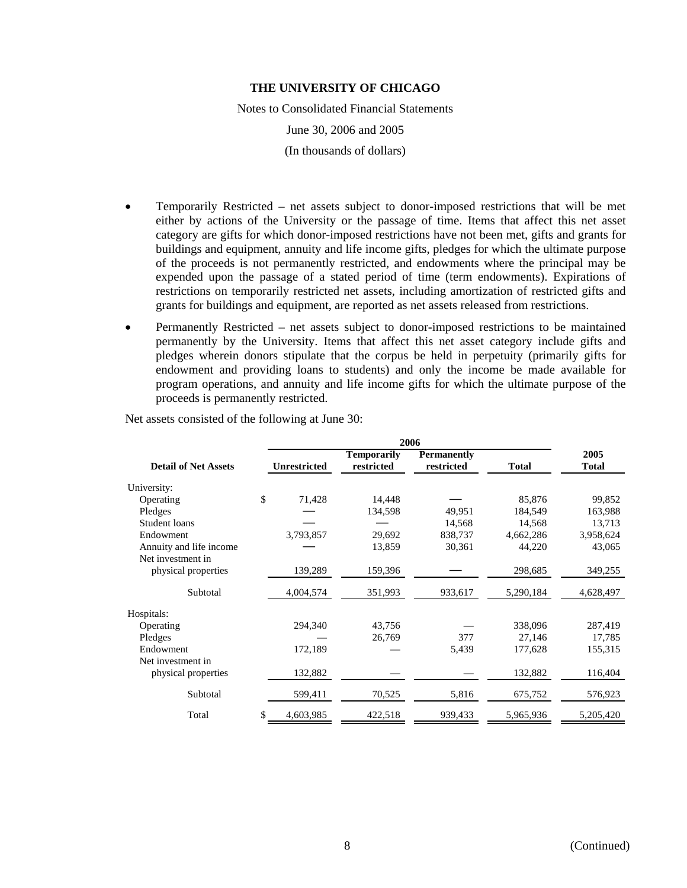- Temporarily Restricted – net assets subject to donor-imposed restrictions that will be met either by actions of the University or the passage of time. Items that affect this net asset category are gifts for which donor-imposed restrictions have not been met, gifts and grants for buildings and equipment, annuity and life income gifts, pledges for which the ultimate purpose of the proceeds is not permanently restricted, and endowments where the principal may be expended upon the passage of a stated period of time (term endowments). Expirations of restrictions on temporarily restricted net assets, including amortization of restricted gifts and grants for buildings and equipment, are reported as net assets released from restrictions.

- Permanently Restricted – net assets subject to donor-imposed restrictions to be maintained permanently by the University. Items that affect this net asset category include gifts and pledges wherein donors stipulate that the corpus be held in perpetuity (primarily gifts for endowment and providing loans to students) and only the income be made available for program operations, and annuity and life income gifts for which the ultimate purpose of the proceeds is permanently restricted.

Net assets consisted of the following at June 30:

| | 2006 | | | | |
|---|---|---|---|---|---|
| **Detail of Net Assets** | **Unrestricted** | **Temporarily restricted** | **Permanently restricted** | **Total** | **2005 Total** |
| University: | | | | | |
| Operating | $ 71,428 | 14,448 | — | 85,876 | 99,852 |
| Pledges | — | 134,598 | 49,951 | 184,549 | 163,988 |
| Student loans | — | — | 14,568 | 14,568 | 13,713 |
| Endowment | 3,793,857 | 29,692 | 838,737 | 4,662,286 | 3,958,624 |
| Annuity and life income | — | 13,859 | 30,361 | 44,220 | 43,065 |
| Net investment in physical properties | 139,289 | 159,396 | — | 298,685 | 349,255 |
| Subtotal | 4,004,574 | 351,993 | 933,617 | 5,290,184 | 4,628,497 |
| Hospitals: | | | | | |
| Operating | 294,340 | 43,756 | — | 338,096 | 287,419 |
| Pledges | — | 26,769 | 377 | 27,146 | 17,785 |
| Endowment | 172,189 | — | 5,439 | 177,628 | 155,315 |
| Net investment in physical properties | 132,882 | — | — | 132,882 | 116,404 |
| Subtotal | 599,411 | 70,525 | 5,816 | 675,752 | 576,923 |
| Total | $ 4,603,985 | 422,518 | 939,433 | 5,965,936 | 5,205,420 |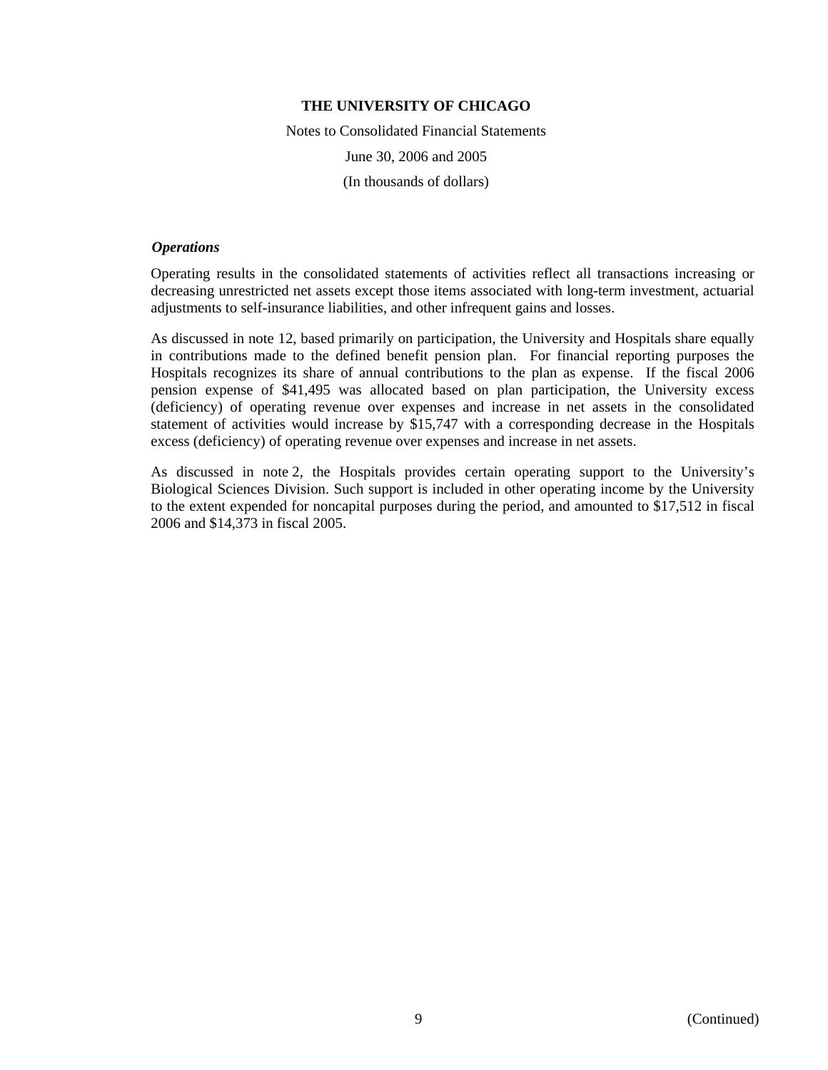### *Operations*

Operating results in the consolidated statements of activities reflect all transactions increasing or decreasing unrestricted net assets except those items associated with long-term investment, actuarial adjustments to self-insurance liabilities, and other infrequent gains and losses.

As discussed in note 12, based primarily on participation, the University and Hospitals share equally in contributions made to the defined benefit pension plan. For financial reporting purposes the Hospitals recognizes its share of annual contributions to the plan as expense. If the fiscal 2006 pension expense of $41,495 was allocated based on plan participation, the University excess (deficiency) of operating revenue over expenses and increase in net assets in the consolidated statement of activities would increase by $15,747 with a corresponding decrease in the Hospitals excess (deficiency) of operating revenue over expenses and increase in net assets.

As discussed in note 2, the Hospitals provides certain operating support to the University's Biological Sciences Division. Such support is included in other operating income by the University to the extent expended for noncapital purposes during the period, and amounted to $17,512 in fiscal 2006 and $14,373 in fiscal 2005.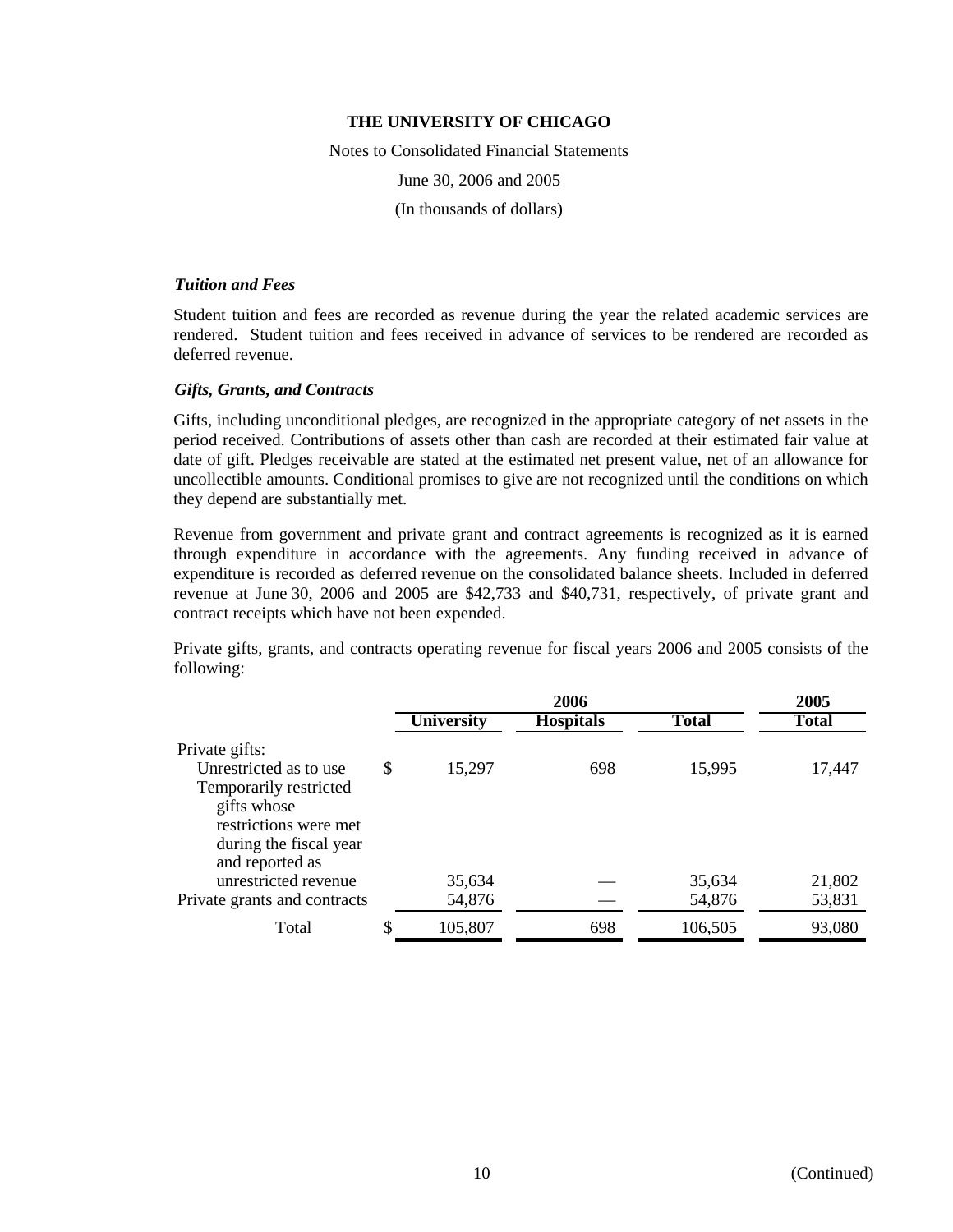THE UNIVERSITY OF CHICAGO

Notes to Consolidated Financial Statements

June 30, 2006 and 2005

(In thousands of dollars)

### *Tuition and Fees*

Student tuition and fees are recorded as revenue during the year the related academic services are rendered. Student tuition and fees received in advance of services to be rendered are recorded as deferred revenue.

### *Gifts, Grants, and Contracts*

Gifts, including unconditional pledges, are recognized in the appropriate category of net assets in the period received. Contributions of assets other than cash are recorded at their estimated fair value at date of gift. Pledges receivable are stated at the estimated net present value, net of an allowance for uncollectible amounts. Conditional promises to give are not recognized until the conditions on which they depend are substantially met.

Revenue from government and private grant and contract agreements is recognized as it is earned through expenditure in accordance with the agreements. Any funding received in advance of expenditure is recorded as deferred revenue on the consolidated balance sheets. Included in deferred revenue at June 30, 2006 and 2005 are $42,733 and $40,731, respectively, of private grant and contract receipts which have not been expended.

Private gifts, grants, and contracts operating revenue for fiscal years 2006 and 2005 consists of the following:

| | 2006 | | | 2005 |
|---|---|---|---|---|
| | **University** | **Hospitals** | **Total** | **Total** |
| Private gifts: | | | | |
| Unrestricted as to use | $ 15,297 | 698 | 15,995 | 17,447 |
| Temporarily restricted gifts whose restrictions were met during the fiscal year and reported as unrestricted revenue | 35,634 | — | 35,634 | 21,802 |
| Private grants and contracts | 54,876 | — | 54,876 | 53,831 |
| Total | $ 105,807 | 698 | 106,505 | 93,080 |

(Continued)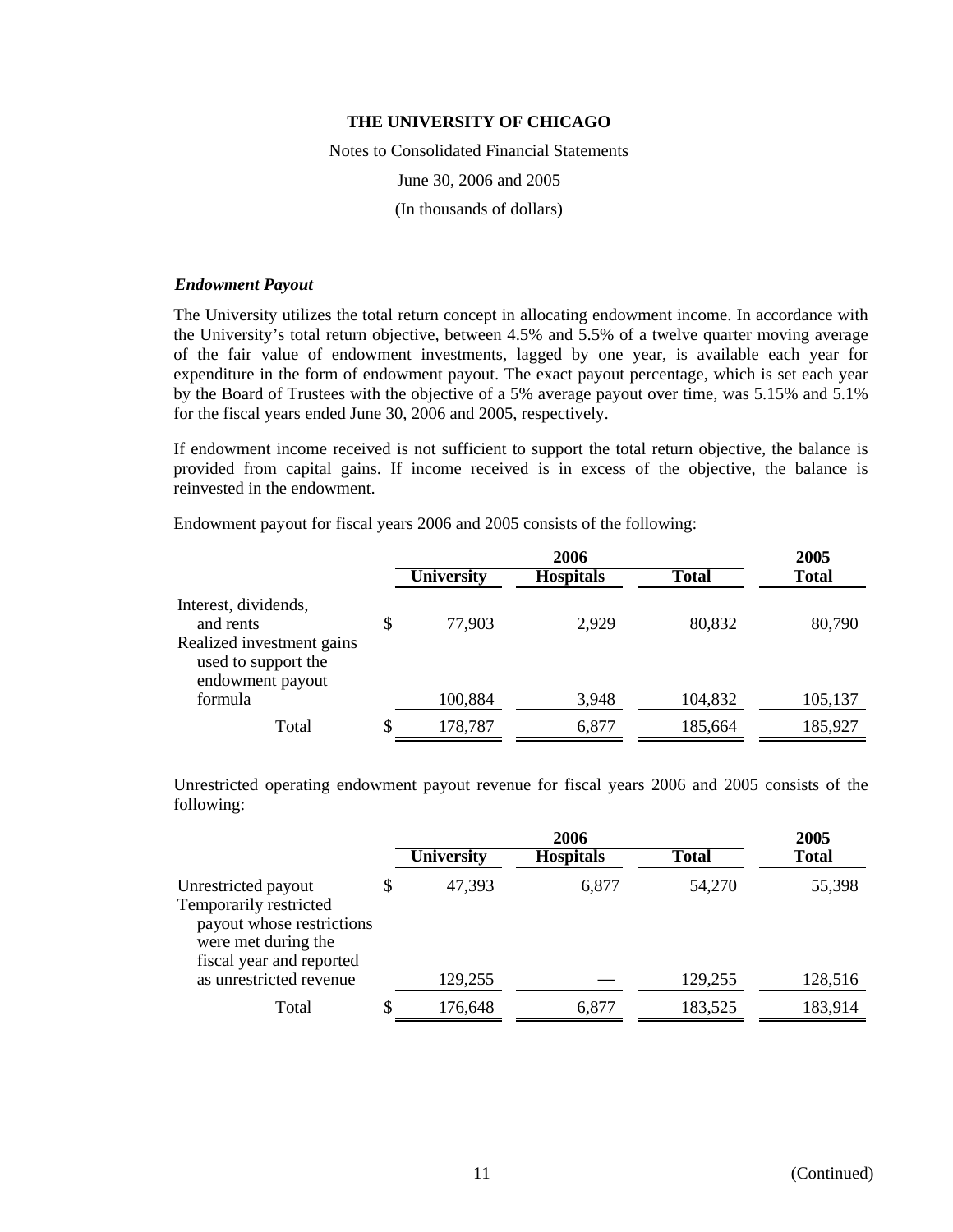THE UNIVERSITY OF CHICAGO

Notes to Consolidated Financial Statements

June 30, 2006 and 2005

(In thousands of dollars)

### *Endowment Payout*

The University utilizes the total return concept in allocating endowment income. In accordance with the University's total return objective, between 4.5% and 5.5% of a twelve quarter moving average of the fair value of endowment investments, lagged by one year, is available each year for expenditure in the form of endowment payout. The exact payout percentage, which is set each year by the Board of Trustees with the objective of a 5% average payout over time, was 5.15% and 5.1% for the fiscal years ended June 30, 2006 and 2005, respectively.

If endowment income received is not sufficient to support the total return objective, the balance is provided from capital gains. If income received is in excess of the objective, the balance is reinvested in the endowment.

Endowment payout for fiscal years 2006 and 2005 consists of the following:

| | 2006 | | | 2005 |
|---|---|---|---|---|
| | **University** | **Hospitals** | **Total** | **Total** |
| Interest, dividends, and rents | $ 77,903 | 2,929 | 80,832 | 80,790 |
| Realized investment gains used to support the endowment payout formula | 100,884 | 3,948 | 104,832 | 105,137 |
| Total | $ 178,787 | 6,877 | 185,664 | 185,927 |

Unrestricted operating endowment payout revenue for fiscal years 2006 and 2005 consists of the following:

| | 2006 | | | 2005 |
|---|---|---|---|---|
| | **University** | **Hospitals** | **Total** | **Total** |
| Unrestricted payout | $ 47,393 | 6,877 | 54,270 | 55,398 |
| Temporarily restricted payout whose restrictions were met during the fiscal year and reported as unrestricted revenue | 129,255 | — | 129,255 | 128,516 |
| Total | $ 176,648 | 6,877 | 183,525 | 183,914 |

(Continued)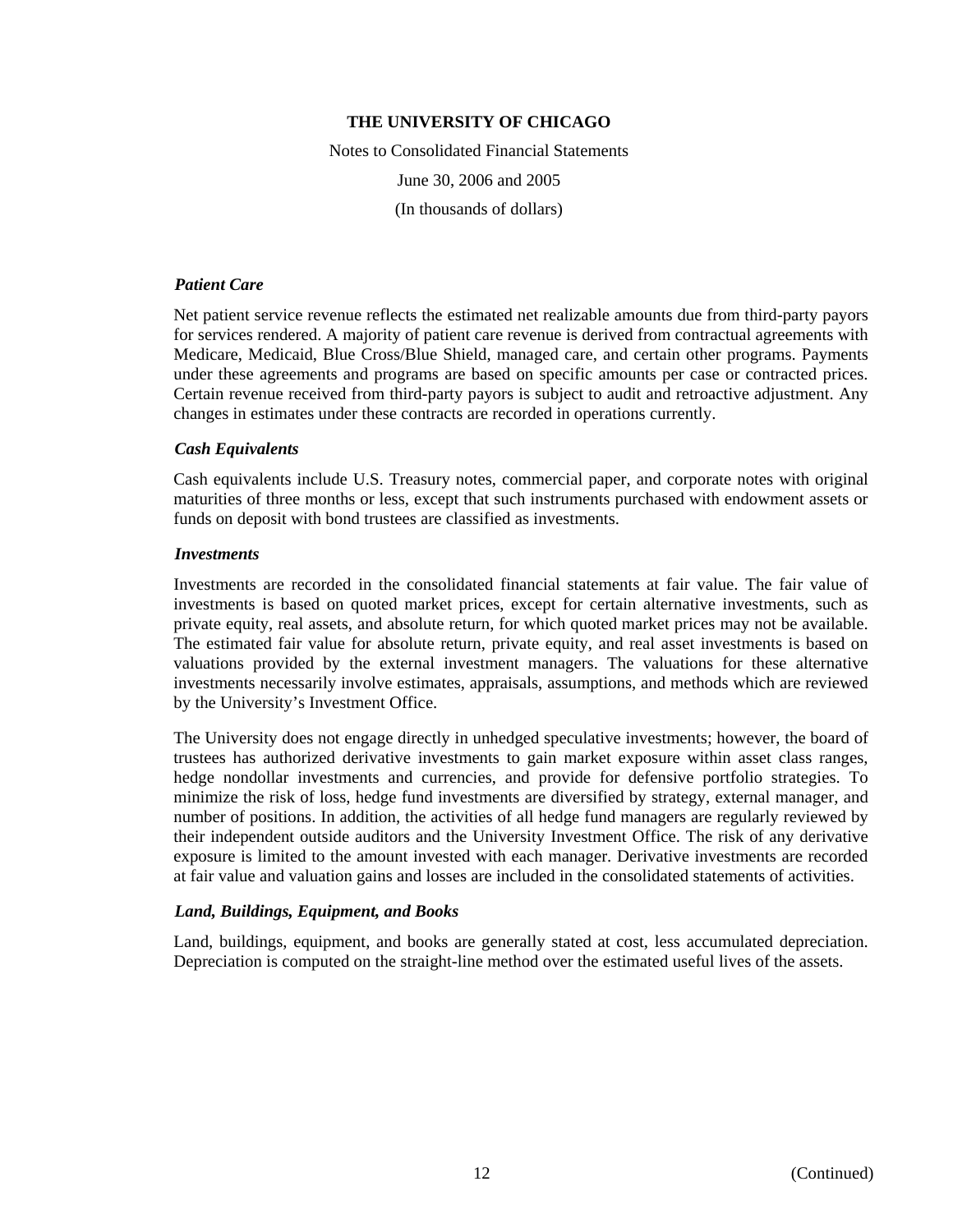### *Patient Care*

Net patient service revenue reflects the estimated net realizable amounts due from third-party payors for services rendered. A majority of patient care revenue is derived from contractual agreements with Medicare, Medicaid, Blue Cross/Blue Shield, managed care, and certain other programs. Payments under these agreements and programs are based on specific amounts per case or contracted prices. Certain revenue received from third-party payors is subject to audit and retroactive adjustment. Any changes in estimates under these contracts are recorded in operations currently.

### *Cash Equivalents*

Cash equivalents include U.S. Treasury notes, commercial paper, and corporate notes with original maturities of three months or less, except that such instruments purchased with endowment assets or funds on deposit with bond trustees are classified as investments.

### *Investments*

Investments are recorded in the consolidated financial statements at fair value. The fair value of investments is based on quoted market prices, except for certain alternative investments, such as private equity, real assets, and absolute return, for which quoted market prices may not be available. The estimated fair value for absolute return, private equity, and real asset investments is based on valuations provided by the external investment managers. The valuations for these alternative investments necessarily involve estimates, appraisals, assumptions, and methods which are reviewed by the University's Investment Office.

The University does not engage directly in unhedged speculative investments; however, the board of trustees has authorized derivative investments to gain market exposure within asset class ranges, hedge nondollar investments and currencies, and provide for defensive portfolio strategies. To minimize the risk of loss, hedge fund investments are diversified by strategy, external manager, and number of positions. In addition, the activities of all hedge fund managers are regularly reviewed by their independent outside auditors and the University Investment Office. The risk of any derivative exposure is limited to the amount invested with each manager. Derivative investments are recorded at fair value and valuation gains and losses are included in the consolidated statements of activities.

### *Land, Buildings, Equipment, and Books*

Land, buildings, equipment, and books are generally stated at cost, less accumulated depreciation. Depreciation is computed on the straight-line method over the estimated useful lives of the assets.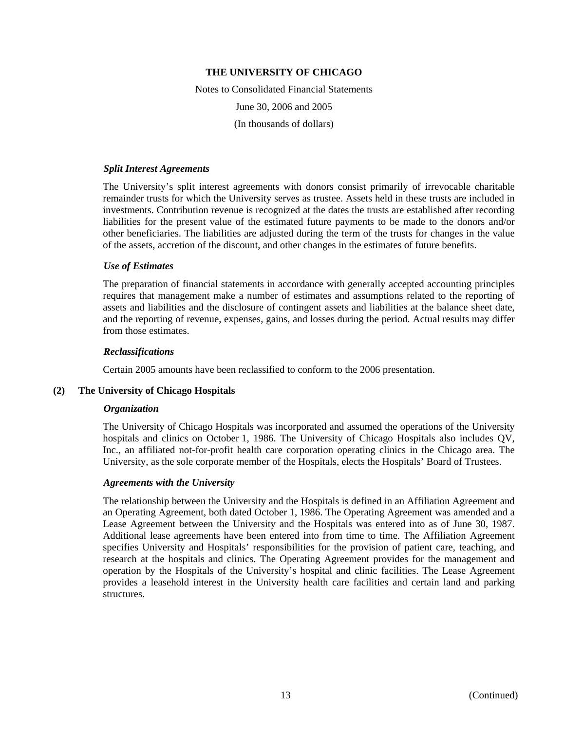#### *Split Interest Agreements*

The University's split interest agreements with donors consist primarily of irrevocable charitable remainder trusts for which the University serves as trustee. Assets held in these trusts are included in investments. Contribution revenue is recognized at the dates the trusts are established after recording liabilities for the present value of the estimated future payments to be made to the donors and/or other beneficiaries. The liabilities are adjusted during the term of the trusts for changes in the value of the assets, accretion of the discount, and other changes in the estimates of future benefits.

#### *Use of Estimates*

The preparation of financial statements in accordance with generally accepted accounting principles requires that management make a number of estimates and assumptions related to the reporting of assets and liabilities and the disclosure of contingent assets and liabilities at the balance sheet date, and the reporting of revenue, expenses, gains, and losses during the period. Actual results may differ from those estimates.

#### *Reclassifications*

Certain 2005 amounts have been reclassified to conform to the 2006 presentation.

### (2) The University of Chicago Hospitals

#### *Organization*

The University of Chicago Hospitals was incorporated and assumed the operations of the University hospitals and clinics on October 1, 1986. The University of Chicago Hospitals also includes QV, Inc., an affiliated not-for-profit health care corporation operating clinics in the Chicago area. The University, as the sole corporate member of the Hospitals, elects the Hospitals' Board of Trustees.

#### *Agreements with the University*

The relationship between the University and the Hospitals is defined in an Affiliation Agreement and an Operating Agreement, both dated October 1, 1986. The Operating Agreement was amended and a Lease Agreement between the University and the Hospitals was entered into as of June 30, 1987. Additional lease agreements have been entered into from time to time. The Affiliation Agreement specifies University and Hospitals' responsibilities for the provision of patient care, teaching, and research at the hospitals and clinics. The Operating Agreement provides for the management and operation by the Hospitals of the University's hospital and clinic facilities. The Lease Agreement provides a leasehold interest in the University health care facilities and certain land and parking structures.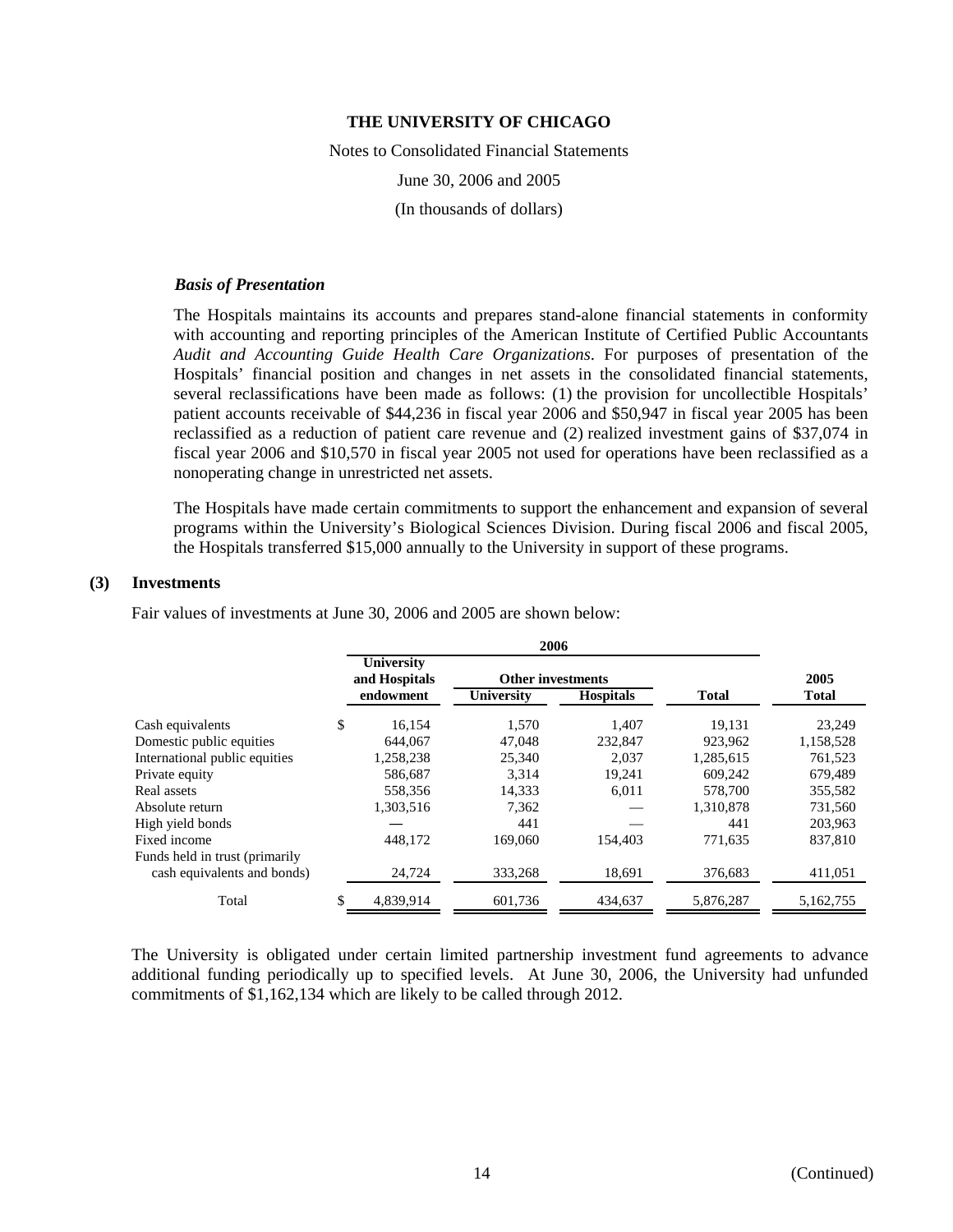THE UNIVERSITY OF CHICAGO

Notes to Consolidated Financial Statements

June 30, 2006 and 2005

(In thousands of dollars)

### *Basis of Presentation*

The Hospitals maintains its accounts and prepares stand-alone financial statements in conformity with accounting and reporting principles of the American Institute of Certified Public Accountants *Audit and Accounting Guide Health Care Organizations*. For purposes of presentation of the Hospitals' financial position and changes in net assets in the consolidated financial statements, several reclassifications have been made as follows: (1) the provision for uncollectible Hospitals' patient accounts receivable of $44,236 in fiscal year 2006 and $50,947 in fiscal year 2005 has been reclassified as a reduction of patient care revenue and (2) realized investment gains of $37,074 in fiscal year 2006 and $10,570 in fiscal year 2005 not used for operations have been reclassified as a nonoperating change in unrestricted net assets.

The Hospitals have made certain commitments to support the enhancement and expansion of several programs within the University's Biological Sciences Division. During fiscal 2006 and fiscal 2005, the Hospitals transferred $15,000 annually to the University in support of these programs.

## (3) Investments

Fair values of investments at June 30, 2006 and 2005 are shown below:

| | 2006 | | | | |
|---|---|---|---|---|---|
| | University and Hospitals endowment | Other investments | | | 2005 |
| | | University | Hospitals | Total | Total |
| Cash equivalents | $ 16,154 | 1,570 | 1,407 | 19,131 | 23,249 |
| Domestic public equities | 644,067 | 47,048 | 232,847 | 923,962 | 1,158,528 |
| International public equities | 1,258,238 | 25,340 | 2,037 | 1,285,615 | 761,523 |
| Private equity | 586,687 | 3,314 | 19,241 | 609,242 | 679,489 |
| Real assets | 558,356 | 14,333 | 6,011 | 578,700 | 355,582 |
| Absolute return | 1,303,516 | 7,362 | — | 1,310,878 | 731,560 |
| High yield bonds | — | 441 | — | 441 | 203,963 |
| Fixed income | 448,172 | 169,060 | 154,403 | 771,635 | 837,810 |
| Funds held in trust (primarily cash equivalents and bonds) | 24,724 | 333,268 | 18,691 | 376,683 | 411,051 |
| Total | $ 4,839,914 | 601,736 | 434,637 | 5,876,287 | 5,162,755 |

The University is obligated under certain limited partnership investment fund agreements to advance additional funding periodically up to specified levels. At June 30, 2006, the University had unfunded commitments of $1,162,134 which are likely to be called through 2012.

(Continued)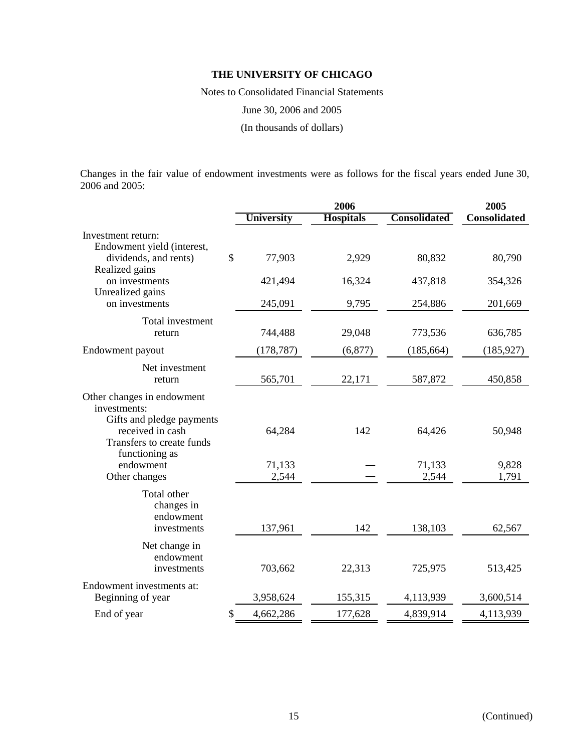**THE UNIVERSITY OF CHICAGO**

Notes to Consolidated Financial Statements

June 30, 2006 and 2005

(In thousands of dollars)

Changes in the fair value of endowment investments were as follows for the fiscal years ended June 30, 2006 and 2005:

| | 2006 | | | 2005 |
|---|---|---|---|---|
| | University | Hospitals | Consolidated | Consolidated |
| Investment return: | | | | |
| Endowment yield (interest, dividends, and rents) | $ 77,903 | 2,929 | 80,832 | 80,790 |
| Realized gains on investments | 421,494 | 16,324 | 437,818 | 354,326 |
| Unrealized gains on investments | 245,091 | 9,795 | 254,886 | 201,669 |
| Total investment return | 744,488 | 29,048 | 773,536 | 636,785 |
| Endowment payout | (178,787) | (6,877) | (185,664) | (185,927) |
| Net investment return | 565,701 | 22,171 | 587,872 | 450,858 |
| Other changes in endowment investments: | | | | |
| Gifts and pledge payments received in cash | 64,284 | 142 | 64,426 | 50,948 |
| Transfers to create funds functioning as endowment | 71,133 | — | 71,133 | 9,828 |
| Other changes | 2,544 | — | 2,544 | 1,791 |
| Total other changes in endowment investments | 137,961 | 142 | 138,103 | 62,567 |
| Net change in endowment investments | 703,662 | 22,313 | 725,975 | 513,425 |
| Endowment investments at: | | | | |
| Beginning of year | 3,958,624 | 155,315 | 4,113,939 | 3,600,514 |
| End of year | $ 4,662,286 | 177,628 | 4,839,914 | 4,113,939 |

(Continued)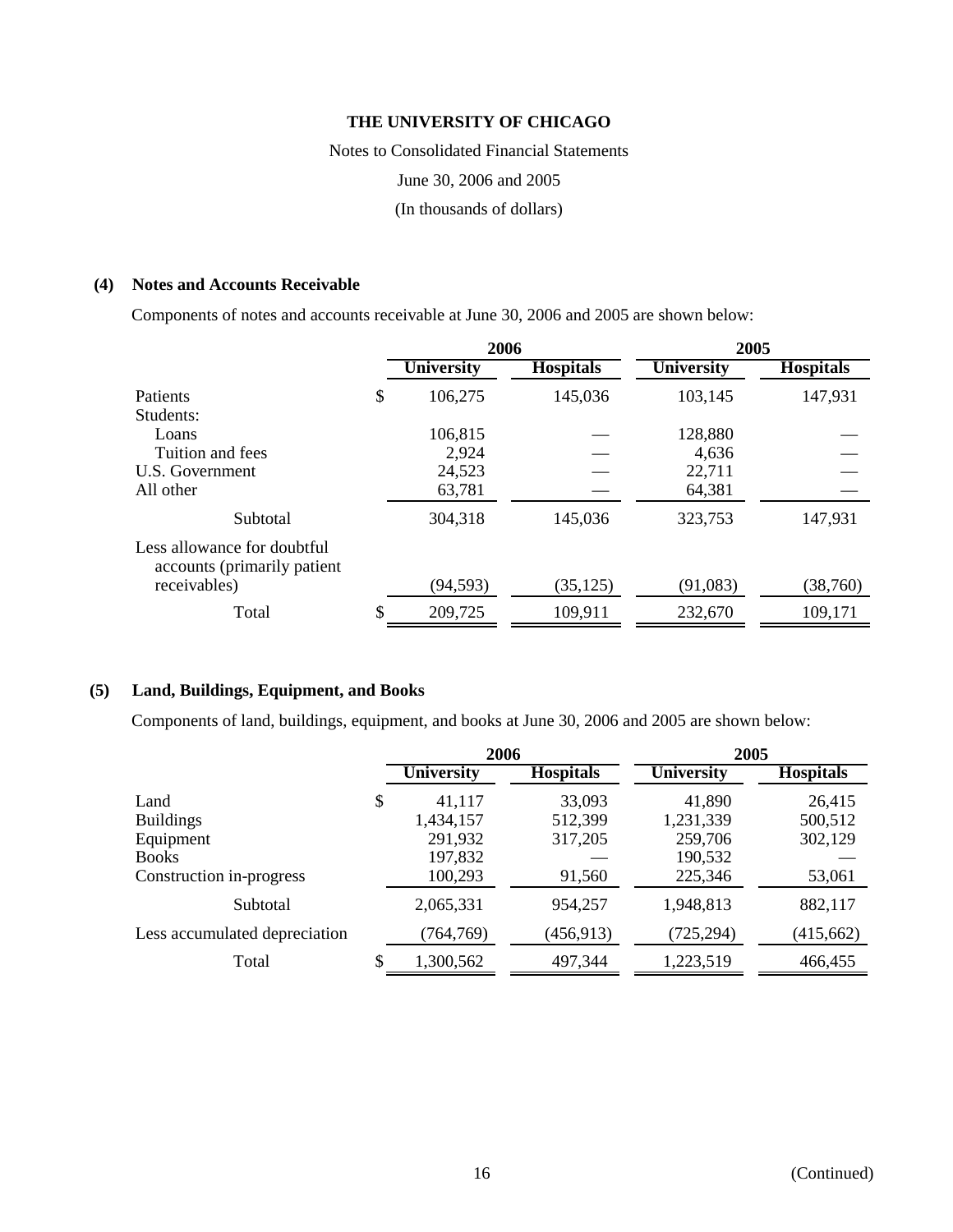**THE UNIVERSITY OF CHICAGO**

Notes to Consolidated Financial Statements

June 30, 2006 and 2005

(In thousands of dollars)

## (4) Notes and Accounts Receivable

Components of notes and accounts receivable at June 30, 2006 and 2005 are shown below:

| | 2006 | | 2005 | |
|---|---|---|---|---|
| | **University** | **Hospitals** | **University** | **Hospitals** |
| Patients | $ 106,275 | 145,036 | 103,145 | 147,931 |
| Students: | | | | |
| Loans | 106,815 | — | 128,880 | — |
| Tuition and fees | 2,924 | — | 4,636 | — |
| U.S. Government | 24,523 | — | 22,711 | — |
| All other | 63,781 | — | 64,381 | — |
| Subtotal | 304,318 | 145,036 | 323,753 | 147,931 |
| Less allowance for doubtful accounts (primarily patient receivables) | (94,593) | (35,125) | (91,083) | (38,760) |
| Total | $ 209,725 | 109,911 | 232,670 | 109,171 |

## (5) Land, Buildings, Equipment, and Books

Components of land, buildings, equipment, and books at June 30, 2006 and 2005 are shown below:

| | 2006 | | 2005 | |
|---|---|---|---|---|
| | **University** | **Hospitals** | **University** | **Hospitals** |
| Land | $ 41,117 | 33,093 | 41,890 | 26,415 |
| Buildings | 1,434,157 | 512,399 | 1,231,339 | 500,512 |
| Equipment | 291,932 | 317,205 | 259,706 | 302,129 |
| Books | 197,832 | — | 190,532 | — |
| Construction in-progress | 100,293 | 91,560 | 225,346 | 53,061 |
| Subtotal | 2,065,331 | 954,257 | 1,948,813 | 882,117 |
| Less accumulated depreciation | (764,769) | (456,913) | (725,294) | (415,662) |
| Total | $ 1,300,562 | 497,344 | 1,223,519 | 466,455 |

(Continued)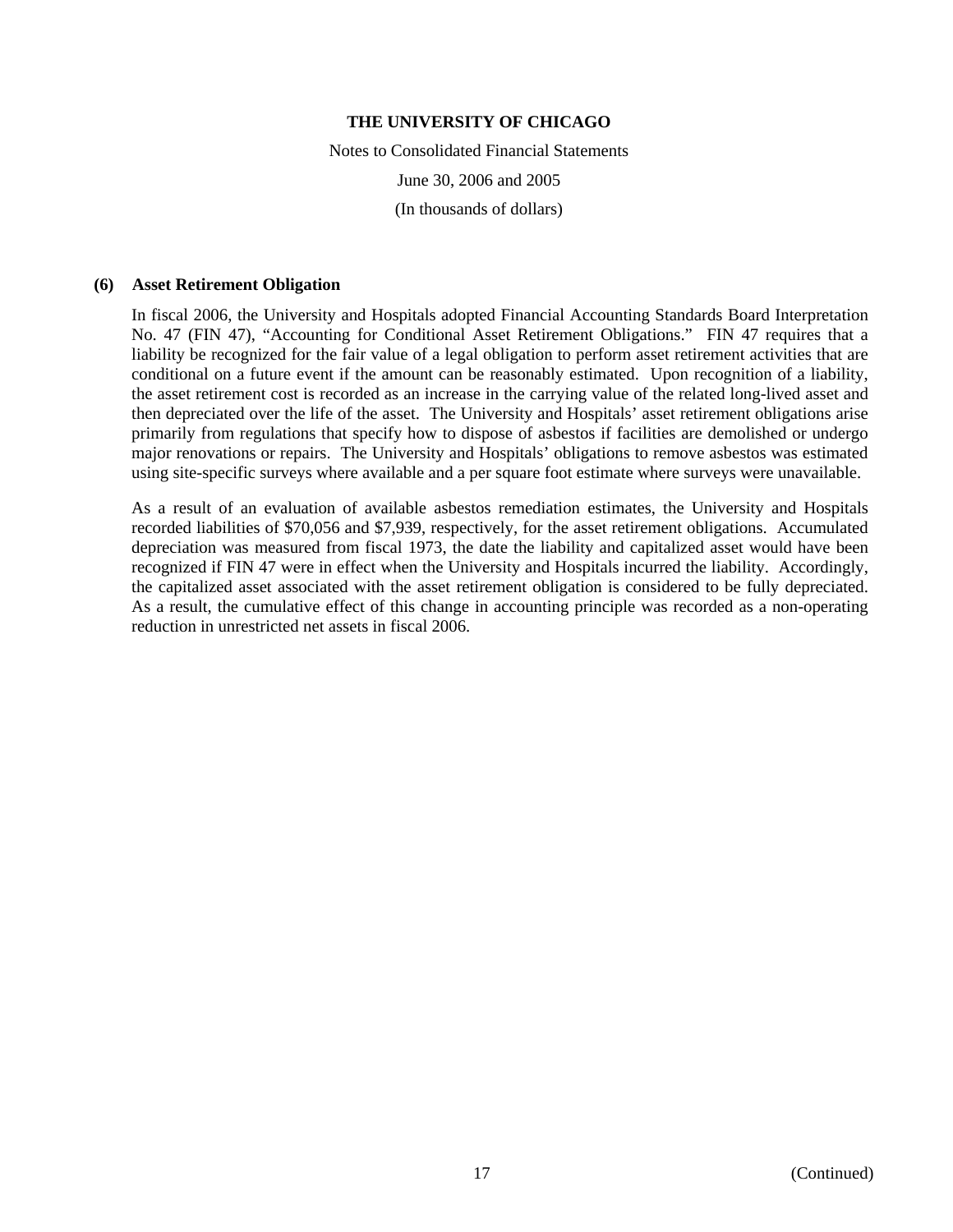# THE UNIVERSITY OF CHICAGO

Notes to Consolidated Financial Statements

June 30, 2006 and 2005

(In thousands of dollars)

## (6) Asset Retirement Obligation

In fiscal 2006, the University and Hospitals adopted Financial Accounting Standards Board Interpretation No. 47 (FIN 47), "Accounting for Conditional Asset Retirement Obligations." FIN 47 requires that a liability be recognized for the fair value of a legal obligation to perform asset retirement activities that are conditional on a future event if the amount can be reasonably estimated. Upon recognition of a liability, the asset retirement cost is recorded as an increase in the carrying value of the related long-lived asset and then depreciated over the life of the asset. The University and Hospitals' asset retirement obligations arise primarily from regulations that specify how to dispose of asbestos if facilities are demolished or undergo major renovations or repairs. The University and Hospitals' obligations to remove asbestos was estimated using site-specific surveys where available and a per square foot estimate where surveys were unavailable.

As a result of an evaluation of available asbestos remediation estimates, the University and Hospitals recorded liabilities of $70,056 and $7,939, respectively, for the asset retirement obligations. Accumulated depreciation was measured from fiscal 1973, the date the liability and capitalized asset would have been recognized if FIN 47 were in effect when the University and Hospitals incurred the liability. Accordingly, the capitalized asset associated with the asset retirement obligation is considered to be fully depreciated. As a result, the cumulative effect of this change in accounting principle was recorded as a non-operating reduction in unrestricted net assets in fiscal 2006.

(Continued)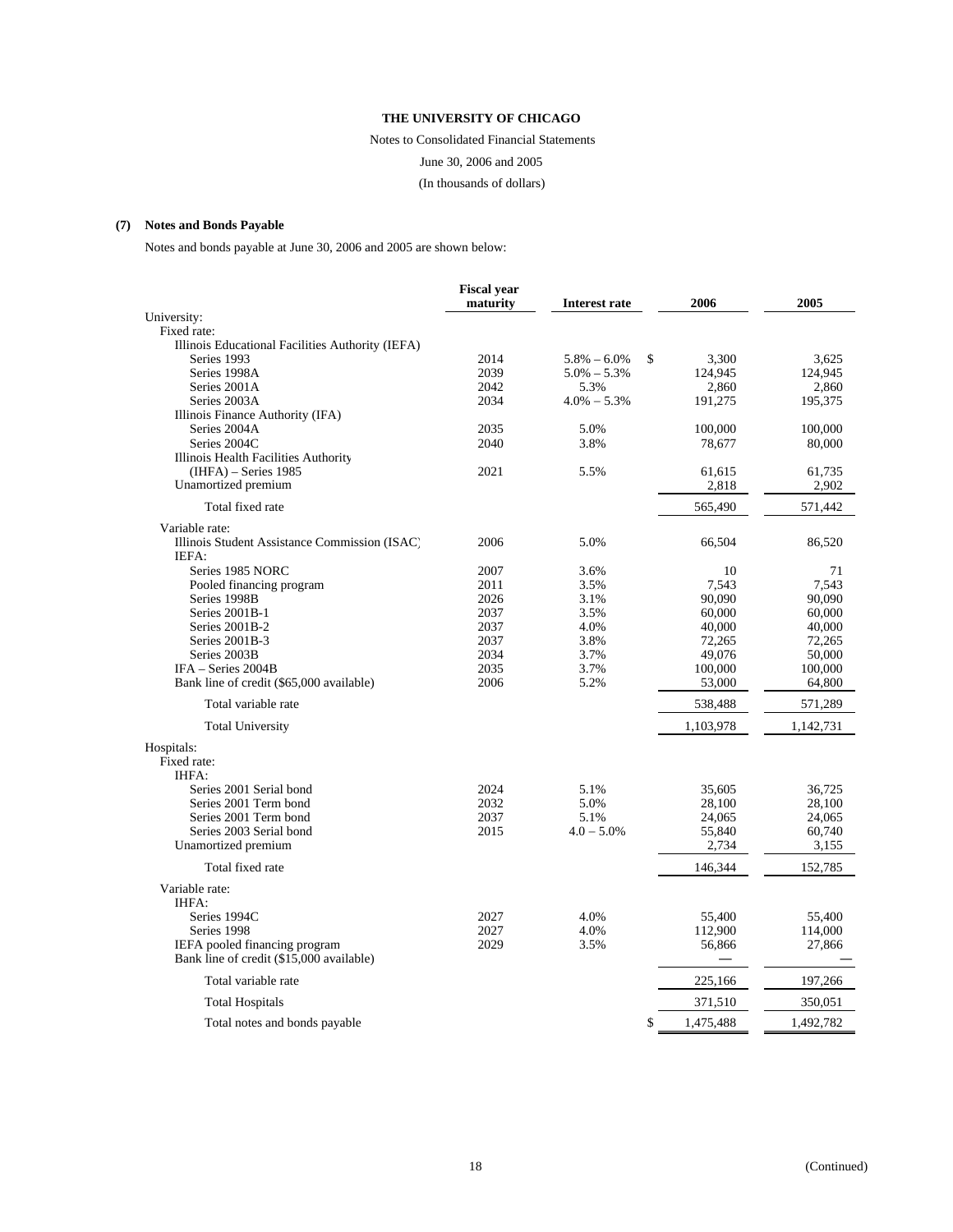**THE UNIVERSITY OF CHICAGO**

Notes to Consolidated Financial Statements

June 30, 2006 and 2005

(In thousands of dollars)

## (7) Notes and Bonds Payable

Notes and bonds payable at June 30, 2006 and 2005 are shown below:

| | Fiscal year maturity | Interest rate | 2006 | 2005 |
|---|---|---|---|---|
| University: | | | | |
| Fixed rate: | | | | |
| Illinois Educational Facilities Authority (IEFA) | | | | |
| Series 1993 | 2014 | 5.8% – 6.0% | $ 3,300 | 3,625 |
| Series 1998A | 2039 | 5.0% – 5.3% | 124,945 | 124,945 |
| Series 2001A | 2042 | 5.3% | 2,860 | 2,860 |
| Series 2003A | 2034 | 4.0% – 5.3% | 191,275 | 195,375 |
| Illinois Finance Authority (IFA) | | | | |
| Series 2004A | 2035 | 5.0% | 100,000 | 100,000 |
| Series 2004C | 2040 | 3.8% | 78,677 | 80,000 |
| Illinois Health Facilities Authority (IHFA) – Series 1985 | 2021 | 5.5% | 61,615 | 61,735 |
| Unamortized premium | | | 2,818 | 2,902 |
| Total fixed rate | | | 565,490 | 571,442 |
| Variable rate: | | | | |
| Illinois Student Assistance Commission (ISAC) | 2006 | 5.0% | 66,504 | 86,520 |
| IEFA: | | | | |
| Series 1985 NORC | 2007 | 3.6% | 10 | 71 |
| Pooled financing program | 2011 | 3.5% | 7,543 | 7,543 |
| Series 1998B | 2026 | 3.1% | 90,090 | 90,090 |
| Series 2001B-1 | 2037 | 3.5% | 60,000 | 60,000 |
| Series 2001B-2 | 2037 | 4.0% | 40,000 | 40,000 |
| Series 2001B-3 | 2037 | 3.8% | 72,265 | 72,265 |
| Series 2003B | 2034 | 3.7% | 49,076 | 50,000 |
| IFA – Series 2004B | 2035 | 3.7% | 100,000 | 100,000 |
| Bank line of credit ($65,000 available) | 2006 | 5.2% | 53,000 | 64,800 |
| Total variable rate | | | 538,488 | 571,289 |
| Total University | | | 1,103,978 | 1,142,731 |
| Hospitals: | | | | |
| Fixed rate: | | | | |
| IHFA: | | | | |
| Series 2001 Serial bond | 2024 | 5.1% | 35,605 | 36,725 |
| Series 2001 Term bond | 2032 | 5.0% | 28,100 | 28,100 |
| Series 2001 Term bond | 2037 | 5.1% | 24,065 | 24,065 |
| Series 2003 Serial bond | 2015 | 4.0 – 5.0% | 55,840 | 60,740 |
| Unamortized premium | | | 2,734 | 3,155 |
| Total fixed rate | | | 146,344 | 152,785 |
| Variable rate: | | | | |
| IHFA: | | | | |
| Series 1994C | 2027 | 4.0% | 55,400 | 55,400 |
| Series 1998 | 2027 | 4.0% | 112,900 | 114,000 |
| IEFA pooled financing program | 2029 | 3.5% | 56,866 | 27,866 |
| Bank line of credit ($15,000 available) | | | — | — |
| Total variable rate | | | 225,166 | 197,266 |
| Total Hospitals | | | 371,510 | 350,051 |
| Total notes and bonds payable | | | $ 1,475,488 | 1,492,782 |

(Continued)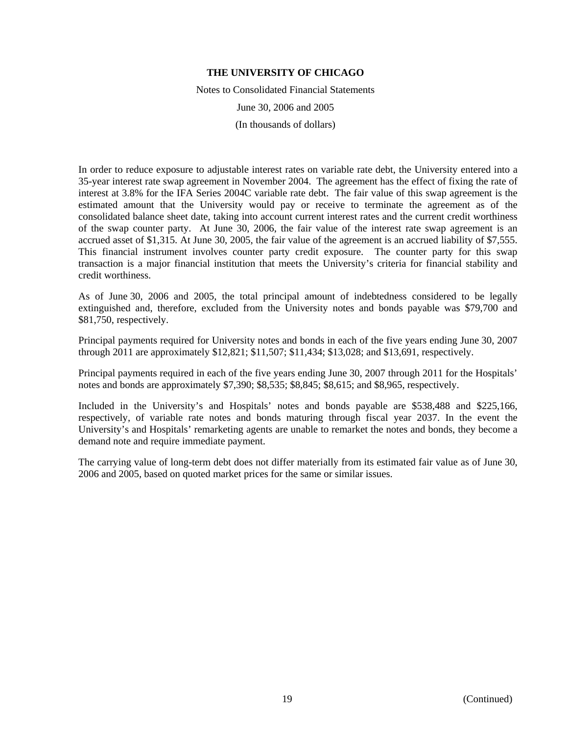In order to reduce exposure to adjustable interest rates on variable rate debt, the University entered into a 35-year interest rate swap agreement in November 2004. The agreement has the effect of fixing the rate of interest at 3.8% for the IFA Series 2004C variable rate debt. The fair value of this swap agreement is the estimated amount that the University would pay or receive to terminate the agreement as of the consolidated balance sheet date, taking into account current interest rates and the current credit worthiness of the swap counter party. At June 30, 2006, the fair value of the interest rate swap agreement is an accrued asset of $1,315. At June 30, 2005, the fair value of the agreement is an accrued liability of $7,555. This financial instrument involves counter party credit exposure. The counter party for this swap transaction is a major financial institution that meets the University's criteria for financial stability and credit worthiness.

As of June 30, 2006 and 2005, the total principal amount of indebtedness considered to be legally extinguished and, therefore, excluded from the University notes and bonds payable was $79,700 and $81,750, respectively.

Principal payments required for University notes and bonds in each of the five years ending June 30, 2007 through 2011 are approximately $12,821; $11,507; $11,434; $13,028; and $13,691, respectively.

Principal payments required in each of the five years ending June 30, 2007 through 2011 for the Hospitals' notes and bonds are approximately $7,390; $8,535; $8,845; $8,615; and $8,965, respectively.

Included in the University's and Hospitals' notes and bonds payable are $538,488 and $225,166, respectively, of variable rate notes and bonds maturing through fiscal year 2037. In the event the University's and Hospitals' remarketing agents are unable to remarket the notes and bonds, they become a demand note and require immediate payment.

The carrying value of long-term debt does not differ materially from its estimated fair value as of June 30, 2006 and 2005, based on quoted market prices for the same or similar issues.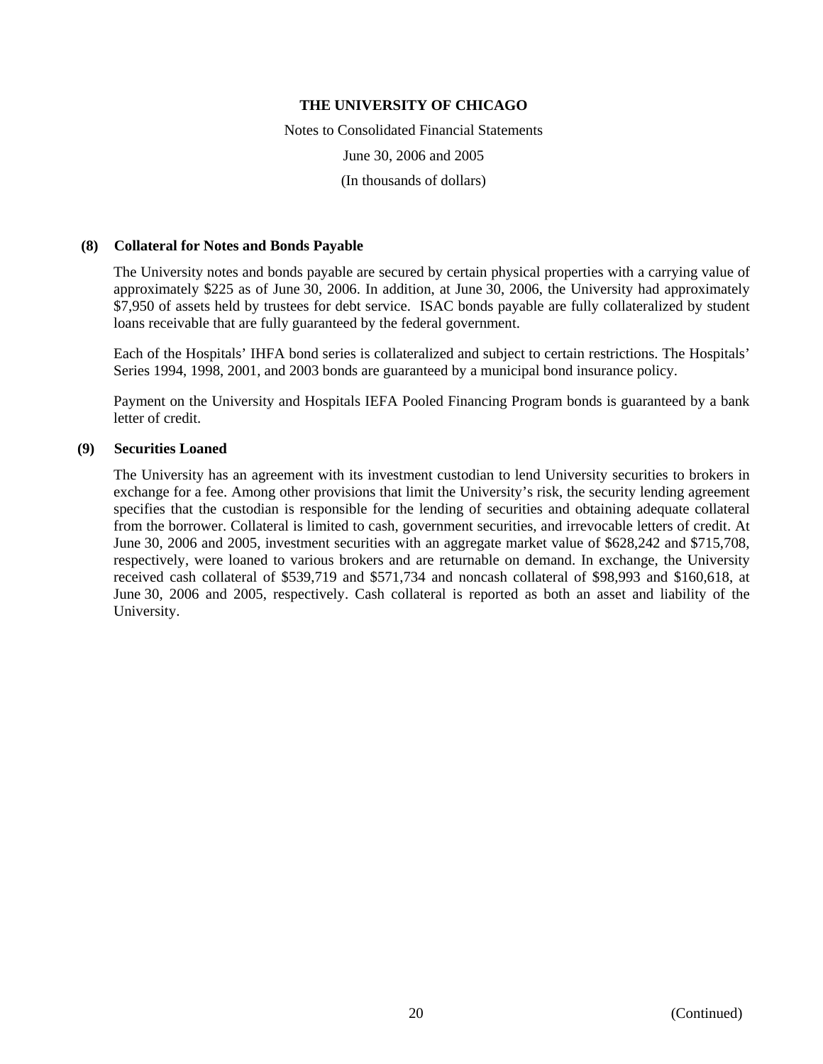# THE UNIVERSITY OF CHICAGO

Notes to Consolidated Financial Statements

June 30, 2006 and 2005

(In thousands of dollars)

## (8) Collateral for Notes and Bonds Payable

The University notes and bonds payable are secured by certain physical properties with a carrying value of approximately $225 as of June 30, 2006. In addition, at June 30, 2006, the University had approximately $7,950 of assets held by trustees for debt service. ISAC bonds payable are fully collateralized by student loans receivable that are fully guaranteed by the federal government.

Each of the Hospitals' IHFA bond series is collateralized and subject to certain restrictions. The Hospitals' Series 1994, 1998, 2001, and 2003 bonds are guaranteed by a municipal bond insurance policy.

Payment on the University and Hospitals IEFA Pooled Financing Program bonds is guaranteed by a bank letter of credit.

## (9) Securities Loaned

The University has an agreement with its investment custodian to lend University securities to brokers in exchange for a fee. Among other provisions that limit the University's risk, the security lending agreement specifies that the custodian is responsible for the lending of securities and obtaining adequate collateral from the borrower. Collateral is limited to cash, government securities, and irrevocable letters of credit. At June 30, 2006 and 2005, investment securities with an aggregate market value of $628,242 and $715,708, respectively, were loaned to various brokers and are returnable on demand. In exchange, the University received cash collateral of $539,719 and $571,734 and noncash collateral of $98,993 and $160,618, at June 30, 2006 and 2005, respectively. Cash collateral is reported as both an asset and liability of the University.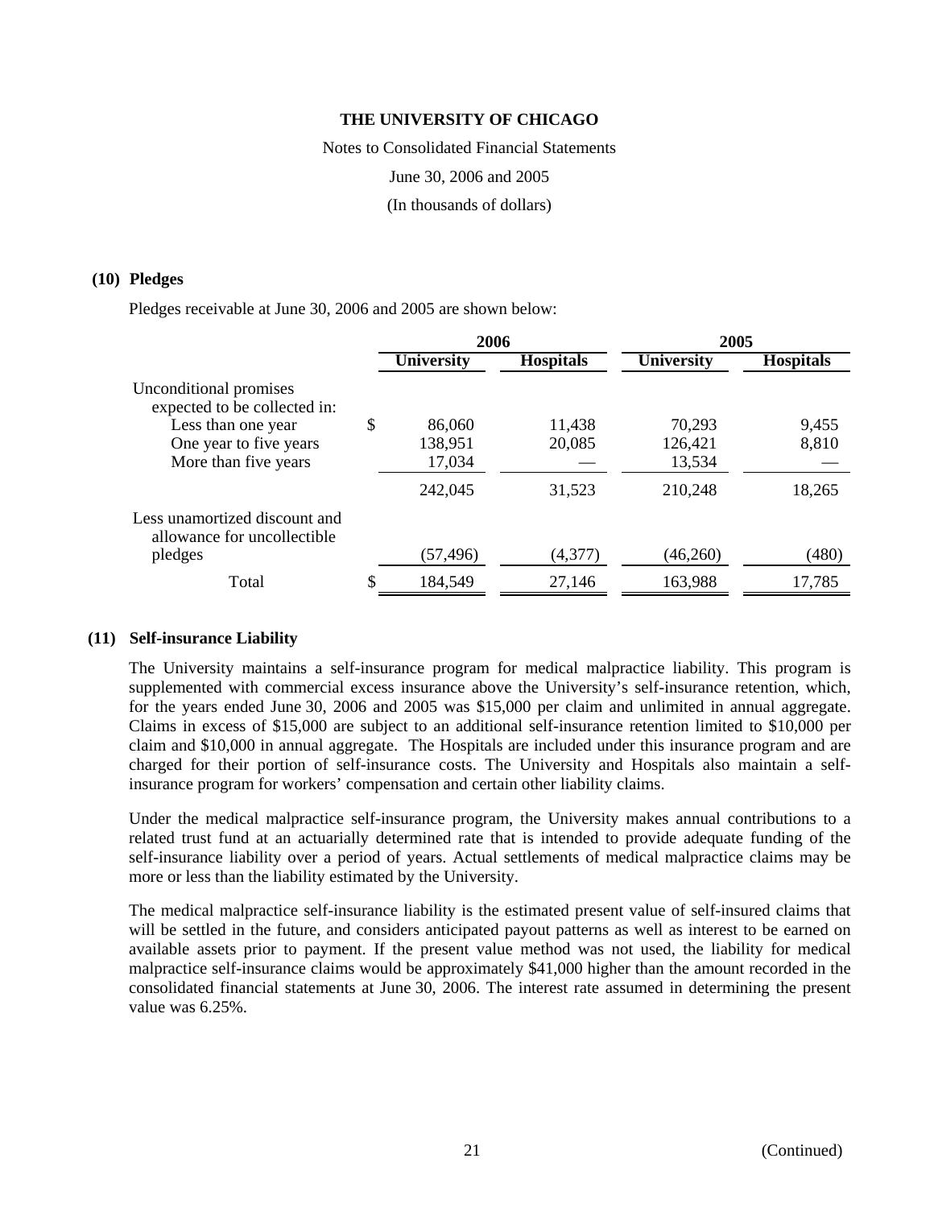THE UNIVERSITY OF CHICAGO

Notes to Consolidated Financial Statements

June 30, 2006 and 2005

(In thousands of dollars)

## (10) Pledges

Pledges receivable at June 30, 2006 and 2005 are shown below:

| | 2006 | | 2005 | |
|---|---|---|---|---|
| | University | Hospitals | University | Hospitals |
| Unconditional promises expected to be collected in: | | | | |
| Less than one year | $ 86,060 | 11,438 | 70,293 | 9,455 |
| One year to five years | 138,951 | 20,085 | 126,421 | 8,810 |
| More than five years | 17,034 | — | 13,534 | — |
| | 242,045 | 31,523 | 210,248 | 18,265 |
| Less unamortized discount and allowance for uncollectible pledges | (57,496) | (4,377) | (46,260) | (480) |
| Total | $ 184,549 | 27,146 | 163,988 | 17,785 |

## (11) Self-insurance Liability

The University maintains a self-insurance program for medical malpractice liability. This program is supplemented with commercial excess insurance above the University's self-insurance retention, which, for the years ended June 30, 2006 and 2005 was $15,000 per claim and unlimited in annual aggregate. Claims in excess of $15,000 are subject to an additional self-insurance retention limited to $10,000 per claim and $10,000 in annual aggregate. The Hospitals are included under this insurance program and are charged for their portion of self-insurance costs. The University and Hospitals also maintain a self-insurance program for workers' compensation and certain other liability claims.

Under the medical malpractice self-insurance program, the University makes annual contributions to a related trust fund at an actuarially determined rate that is intended to provide adequate funding of the self-insurance liability over a period of years. Actual settlements of medical malpractice claims may be more or less than the liability estimated by the University.

The medical malpractice self-insurance liability is the estimated present value of self-insured claims that will be settled in the future, and considers anticipated payout patterns as well as interest to be earned on available assets prior to payment. If the present value method was not used, the liability for medical malpractice self-insurance claims would be approximately $41,000 higher than the amount recorded in the consolidated financial statements at June 30, 2006. The interest rate assumed in determining the present value was 6.25%.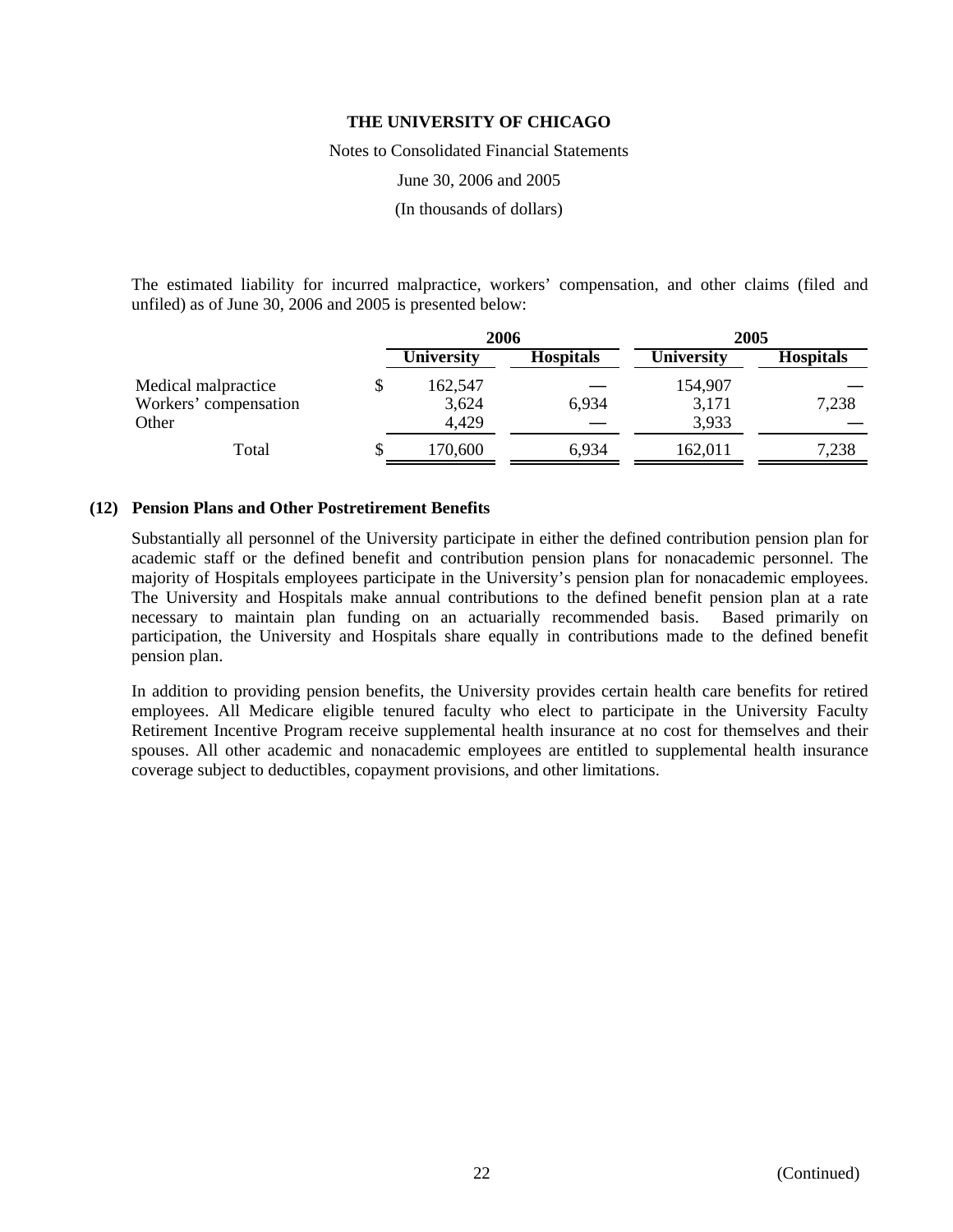The estimated liability for incurred malpractice, workers' compensation, and other claims (filed and unfiled) as of June 30, 2006 and 2005 is presented below:

| | 2006 | | 2005 | |
|---|---|---|---|---|
| | University | Hospitals | University | Hospitals |
| Medical malpractice | $ 162,547 | — | 154,907 | — |
| Workers' compensation | 3,624 | 6,934 | 3,171 | 7,238 |
| Other | 4,429 | — | 3,933 | — |
| Total | $ 170,600 | 6,934 | 162,011 | 7,238 |

## (12) Pension Plans and Other Postretirement Benefits

Substantially all personnel of the University participate in either the defined contribution pension plan for academic staff or the defined benefit and contribution pension plans for nonacademic personnel. The majority of Hospitals employees participate in the University's pension plan for nonacademic employees. The University and Hospitals make annual contributions to the defined benefit pension plan at a rate necessary to maintain plan funding on an actuarially recommended basis. Based primarily on participation, the University and Hospitals share equally in contributions made to the defined benefit pension plan.

In addition to providing pension benefits, the University provides certain health care benefits for retired employees. All Medicare eligible tenured faculty who elect to participate in the University Faculty Retirement Incentive Program receive supplemental health insurance at no cost for themselves and their spouses. All other academic and nonacademic employees are entitled to supplemental health insurance coverage subject to deductibles, copayment provisions, and other limitations.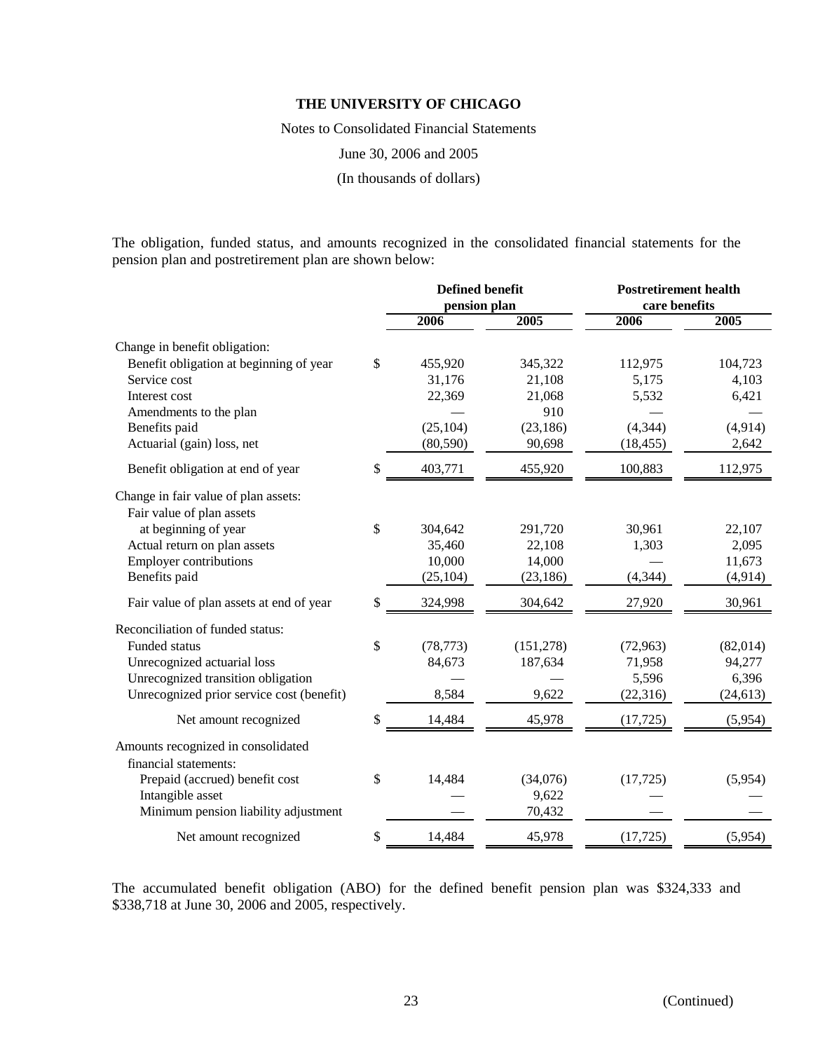**THE UNIVERSITY OF CHICAGO**

Notes to Consolidated Financial Statements

June 30, 2006 and 2005

(In thousands of dollars)

The obligation, funded status, and amounts recognized in the consolidated financial statements for the pension plan and postretirement plan are shown below:

| | | Defined benefit pension plan | | Postretirement health care benefits | |
|---|---|---|---|---|---|
| | | 2006 | 2005 | 2006 | 2005 |
| Change in benefit obligation: | | | | | |
| Benefit obligation at beginning of year | $ | 455,920 | 345,322 | 112,975 | 104,723 |
| Service cost | | 31,176 | 21,108 | 5,175 | 4,103 |
| Interest cost | | 22,369 | 21,068 | 5,532 | 6,421 |
| Amendments to the plan | | — | 910 | — | — |
| Benefits paid | | (25,104) | (23,186) | (4,344) | (4,914) |
| Actuarial (gain) loss, net | | (80,590) | 90,698 | (18,455) | 2,642 |
| Benefit obligation at end of year | $ | 403,771 | 455,920 | 100,883 | 112,975 |
| Change in fair value of plan assets: | | | | | |
| Fair value of plan assets at beginning of year | $ | 304,642 | 291,720 | 30,961 | 22,107 |
| Actual return on plan assets | | 35,460 | 22,108 | 1,303 | 2,095 |
| Employer contributions | | 10,000 | 14,000 | — | 11,673 |
| Benefits paid | | (25,104) | (23,186) | (4,344) | (4,914) |
| Fair value of plan assets at end of year | $ | 324,998 | 304,642 | 27,920 | 30,961 |
| Reconciliation of funded status: | | | | | |
| Funded status | $ | (78,773) | (151,278) | (72,963) | (82,014) |
| Unrecognized actuarial loss | | 84,673 | 187,634 | 71,958 | 94,277 |
| Unrecognized transition obligation | | — | — | 5,596 | 6,396 |
| Unrecognized prior service cost (benefit) | | 8,584 | 9,622 | (22,316) | (24,613) |
| Net amount recognized | $ | 14,484 | 45,978 | (17,725) | (5,954) |
| Amounts recognized in consolidated financial statements: | | | | | |
| Prepaid (accrued) benefit cost | $ | 14,484 | (34,076) | (17,725) | (5,954) |
| Intangible asset | | — | 9,622 | — | — |
| Minimum pension liability adjustment | | — | 70,432 | — | — |
| Net amount recognized | $ | 14,484 | 45,978 | (17,725) | (5,954) |

The accumulated benefit obligation (ABO) for the defined benefit pension plan was $324,333 and $338,718 at June 30, 2006 and 2005, respectively.

(Continued)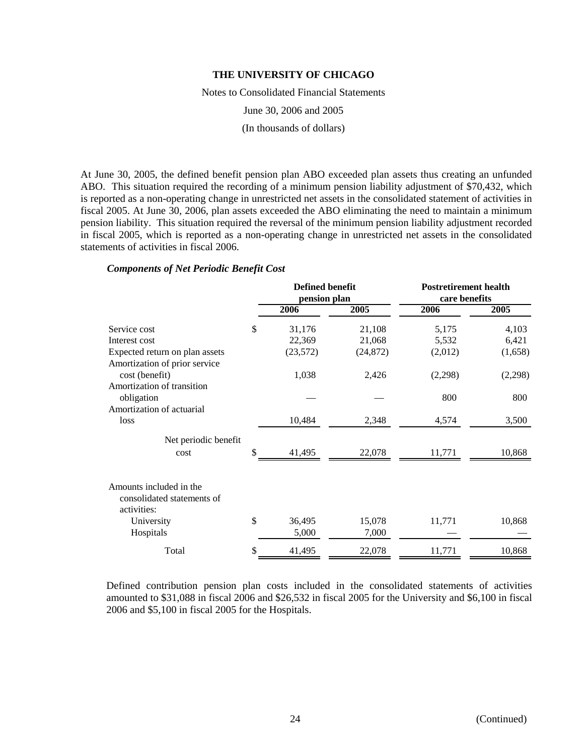THE UNIVERSITY OF CHICAGO

Notes to Consolidated Financial Statements

June 30, 2006 and 2005

(In thousands of dollars)

At June 30, 2005, the defined benefit pension plan ABO exceeded plan assets thus creating an unfunded ABO. This situation required the recording of a minimum pension liability adjustment of $70,432, which is reported as a non-operating change in unrestricted net assets in the consolidated statement of activities in fiscal 2005. At June 30, 2006, plan assets exceeded the ABO eliminating the need to maintain a minimum pension liability. This situation required the reversal of the minimum pension liability adjustment recorded in fiscal 2005, which is reported as a non-operating change in unrestricted net assets in the consolidated statements of activities in fiscal 2006.

***Components of Net Periodic Benefit Cost***

| | | Defined benefit pension plan | | Postretirement health care benefits | |
|---|---|---|---|---|---|
| | | 2006 | 2005 | 2006 | 2005 |
| Service cost | $ | 31,176 | 21,108 | 5,175 | 4,103 |
| Interest cost | | 22,369 | 21,068 | 5,532 | 6,421 |
| Expected return on plan assets | | (23,572) | (24,872) | (2,012) | (1,658) |
| Amortization of prior service cost (benefit) | | 1,038 | 2,426 | (2,298) | (2,298) |
| Amortization of transition obligation | | — | — | 800 | 800 |
| Amortization of actuarial loss | | 10,484 | 2,348 | 4,574 | 3,500 |
| Net periodic benefit cost | $ | 41,495 | 22,078 | 11,771 | 10,868 |
| Amounts included in the consolidated statements of activities: | | | | | |
| University | $ | 36,495 | 15,078 | 11,771 | 10,868 |
| Hospitals | | 5,000 | 7,000 | — | — |
| Total | $ | 41,495 | 22,078 | 11,771 | 10,868 |

Defined contribution pension plan costs included in the consolidated statements of activities amounted to $31,088 in fiscal 2006 and $26,532 in fiscal 2005 for the University and $6,100 in fiscal 2006 and $5,100 in fiscal 2005 for the Hospitals.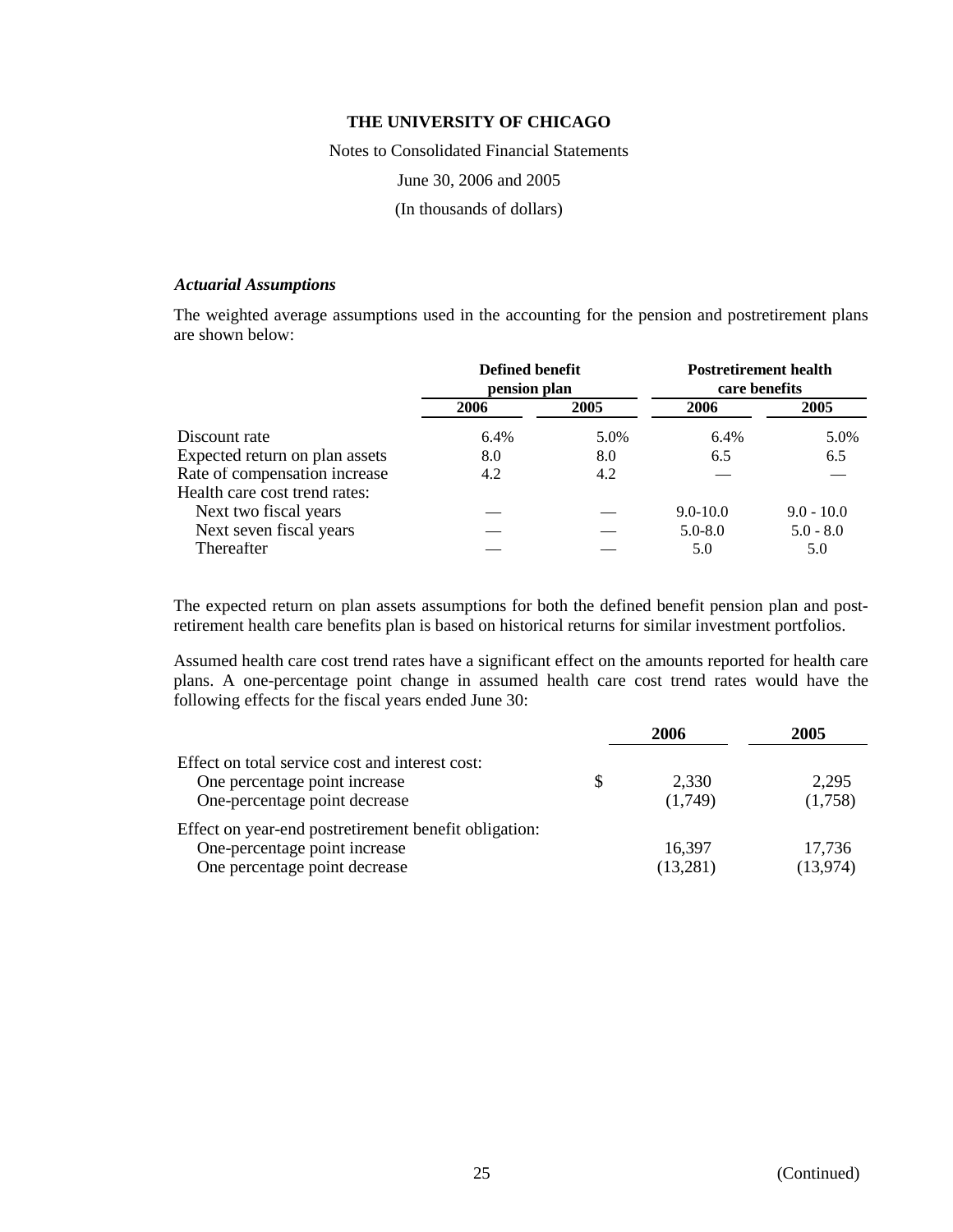# THE UNIVERSITY OF CHICAGO

Notes to Consolidated Financial Statements

June 30, 2006 and 2005

(In thousands of dollars)

***Actuarial Assumptions***

The weighted average assumptions used in the accounting for the pension and postretirement plans are shown below:

| | Defined benefit pension plan | | Postretirement health care benefits | |
|---|---|---|---|---|
| | **2006** | **2005** | **2006** | **2005** |
| Discount rate | 6.4% | 5.0% | 6.4% | 5.0% |
| Expected return on plan assets | 8.0 | 8.0 | 6.5 | 6.5 |
| Rate of compensation increase | 4.2 | 4.2 | — | — |
| Health care cost trend rates: | | | | |
| Next two fiscal years | — | — | 9.0-10.0 | 9.0 - 10.0 |
| Next seven fiscal years | — | — | 5.0-8.0 | 5.0 - 8.0 |
| Thereafter | — | — | 5.0 | 5.0 |

The expected return on plan assets assumptions for both the defined benefit pension plan and post-retirement health care benefits plan is based on historical returns for similar investment portfolios.

Assumed health care cost trend rates have a significant effect on the amounts reported for health care plans. A one-percentage point change in assumed health care cost trend rates would have the following effects for the fiscal years ended June 30:

| | | 2006 | 2005 |
|---|---|---|---|
| Effect on total service cost and interest cost: | | | |
| One percentage point increase | $ | 2,330 | 2,295 |
| One-percentage point decrease | | (1,749) | (1,758) |
| Effect on year-end postretirement benefit obligation: | | | |
| One-percentage point increase | | 16,397 | 17,736 |
| One percentage point decrease | | (13,281) | (13,974) |

(Continued)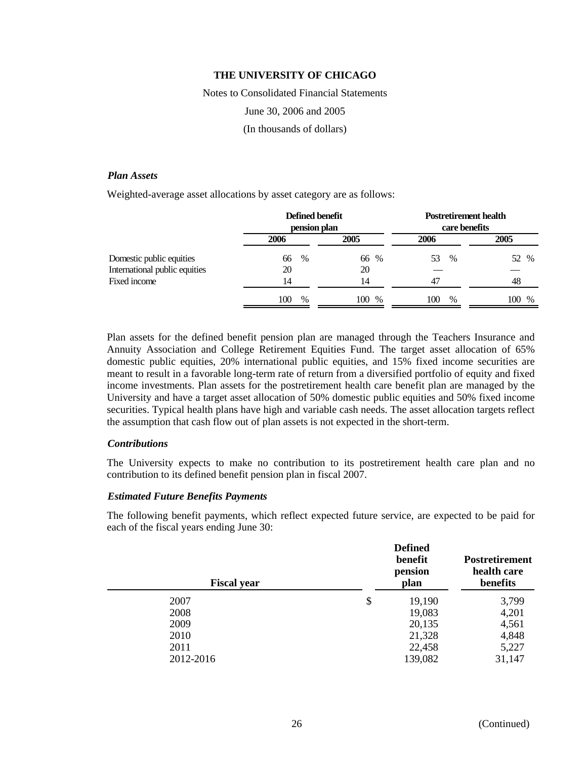THE UNIVERSITY OF CHICAGO

Notes to Consolidated Financial Statements

June 30, 2006 and 2005

(In thousands of dollars)

### *Plan Assets*

Weighted-average asset allocations by asset category are as follows:

| | Defined benefit pension plan | | Postretirement health care benefits | |
|---|---|---|---|---|
| | 2006 | 2005 | 2006 | 2005 |
| Domestic public equities | 66 % | 66 % | 53 % | 52 % |
| International public equities | 20 | 20 | — | — |
| Fixed income | 14 | 14 | 47 | 48 |
| | 100 % | 100 % | 100 % | 100 % |

Plan assets for the defined benefit pension plan are managed through the Teachers Insurance and Annuity Association and College Retirement Equities Fund. The target asset allocation of 65% domestic public equities, 20% international public equities, and 15% fixed income securities are meant to result in a favorable long-term rate of return from a diversified portfolio of equity and fixed income investments. Plan assets for the postretirement health care benefit plan are managed by the University and have a target asset allocation of 50% domestic public equities and 50% fixed income securities. Typical health plans have high and variable cash needs. The asset allocation targets reflect the assumption that cash flow out of plan assets is not expected in the short-term.

### *Contributions*

The University expects to make no contribution to its postretirement health care plan and no contribution to its defined benefit pension plan in fiscal 2007.

### *Estimated Future Benefits Payments*

The following benefit payments, which reflect expected future service, are expected to be paid for each of the fiscal years ending June 30:

| Fiscal year | Defined benefit pension plan | Postretirement health care benefits |
|---|---|---|
| 2007 | $ 19,190 | 3,799 |
| 2008 | 19,083 | 4,201 |
| 2009 | 20,135 | 4,561 |
| 2010 | 21,328 | 4,848 |
| 2011 | 22,458 | 5,227 |
| 2012-2016 | 139,082 | 31,147 |

(Continued)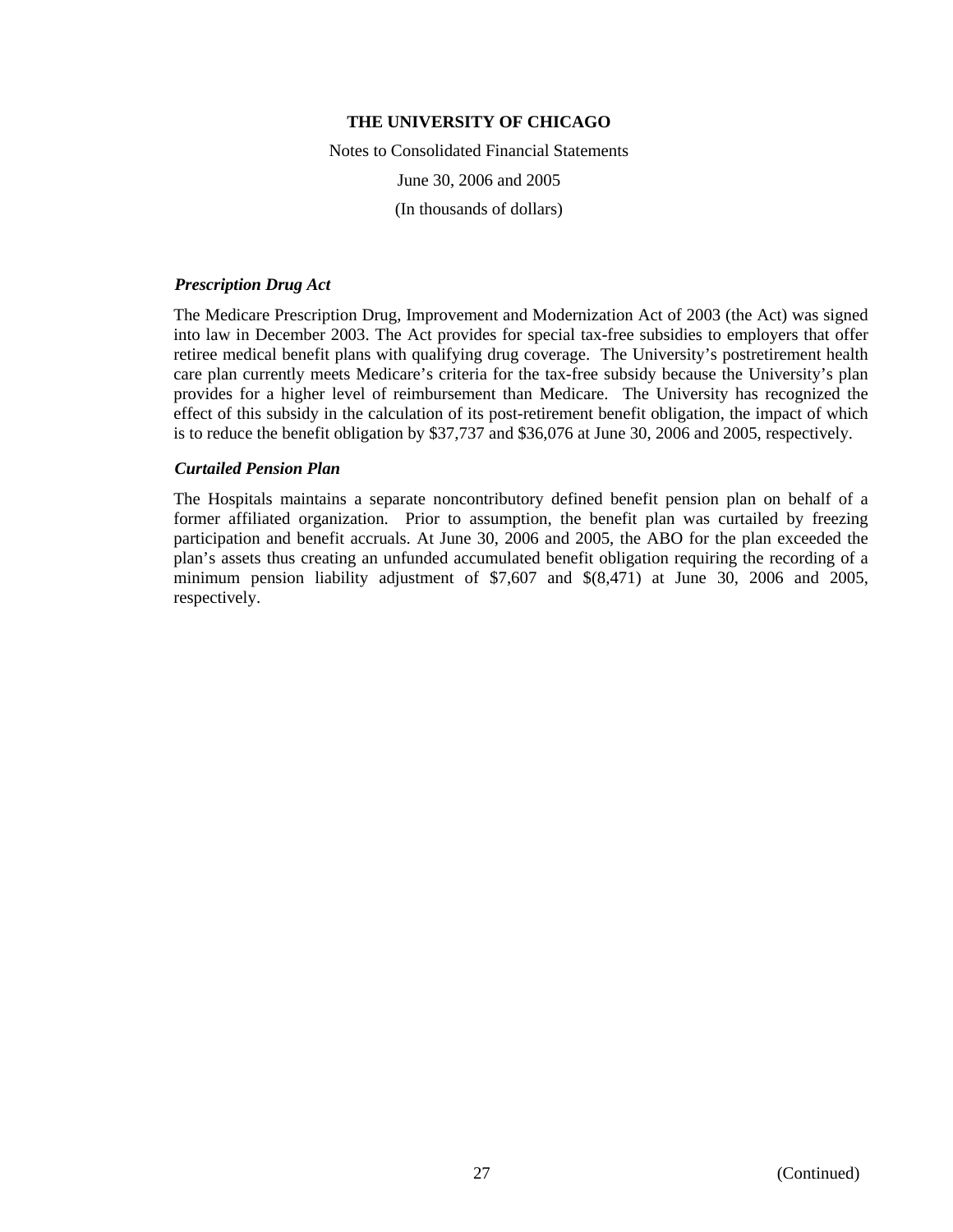# THE UNIVERSITY OF CHICAGO

Notes to Consolidated Financial Statements

June 30, 2006 and 2005

(In thousands of dollars)

### *Prescription Drug Act*

The Medicare Prescription Drug, Improvement and Modernization Act of 2003 (the Act) was signed into law in December 2003. The Act provides for special tax-free subsidies to employers that offer retiree medical benefit plans with qualifying drug coverage. The University's postretirement health care plan currently meets Medicare's criteria for the tax-free subsidy because the University's plan provides for a higher level of reimbursement than Medicare. The University has recognized the effect of this subsidy in the calculation of its post-retirement benefit obligation, the impact of which is to reduce the benefit obligation by $37,737 and $36,076 at June 30, 2006 and 2005, respectively.

### *Curtailed Pension Plan*

The Hospitals maintains a separate noncontributory defined benefit pension plan on behalf of a former affiliated organization. Prior to assumption, the benefit plan was curtailed by freezing participation and benefit accruals. At June 30, 2006 and 2005, the ABO for the plan exceeded the plan's assets thus creating an unfunded accumulated benefit obligation requiring the recording of a minimum pension liability adjustment of $7,607 and $(8,471) at June 30, 2006 and 2005, respectively.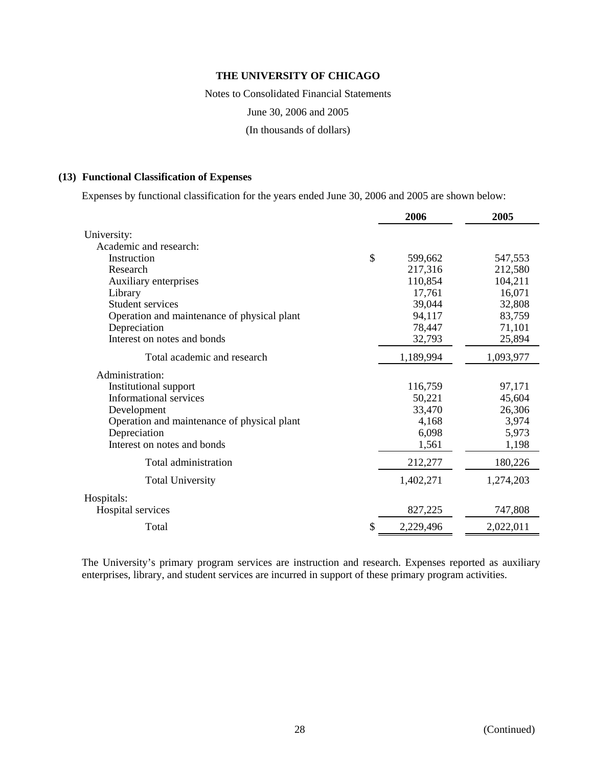**THE UNIVERSITY OF CHICAGO**

Notes to Consolidated Financial Statements

June 30, 2006 and 2005

(In thousands of dollars)

**(13) Functional Classification of Expenses**

Expenses by functional classification for the years ended June 30, 2006 and 2005 are shown below:

| | 2006 | 2005 |
|---|---|---|
| University: | | |
| Academic and research: | | |
| Instruction | $ 599,662 | 547,553 |
| Research | 217,316 | 212,580 |
| Auxiliary enterprises | 110,854 | 104,211 |
| Library | 17,761 | 16,071 |
| Student services | 39,044 | 32,808 |
| Operation and maintenance of physical plant | 94,117 | 83,759 |
| Depreciation | 78,447 | 71,101 |
| Interest on notes and bonds | 32,793 | 25,894 |
| Total academic and research | 1,189,994 | 1,093,977 |
| Administration: | | |
| Institutional support | 116,759 | 97,171 |
| Informational services | 50,221 | 45,604 |
| Development | 33,470 | 26,306 |
| Operation and maintenance of physical plant | 4,168 | 3,974 |
| Depreciation | 6,098 | 5,973 |
| Interest on notes and bonds | 1,561 | 1,198 |
| Total administration | 212,277 | 180,226 |
| Total University | 1,402,271 | 1,274,203 |
| Hospitals: | | |
| Hospital services | 827,225 | 747,808 |
| Total | $ 2,229,496 | 2,022,011 |

The University's primary program services are instruction and research. Expenses reported as auxiliary enterprises, library, and student services are incurred in support of these primary program activities.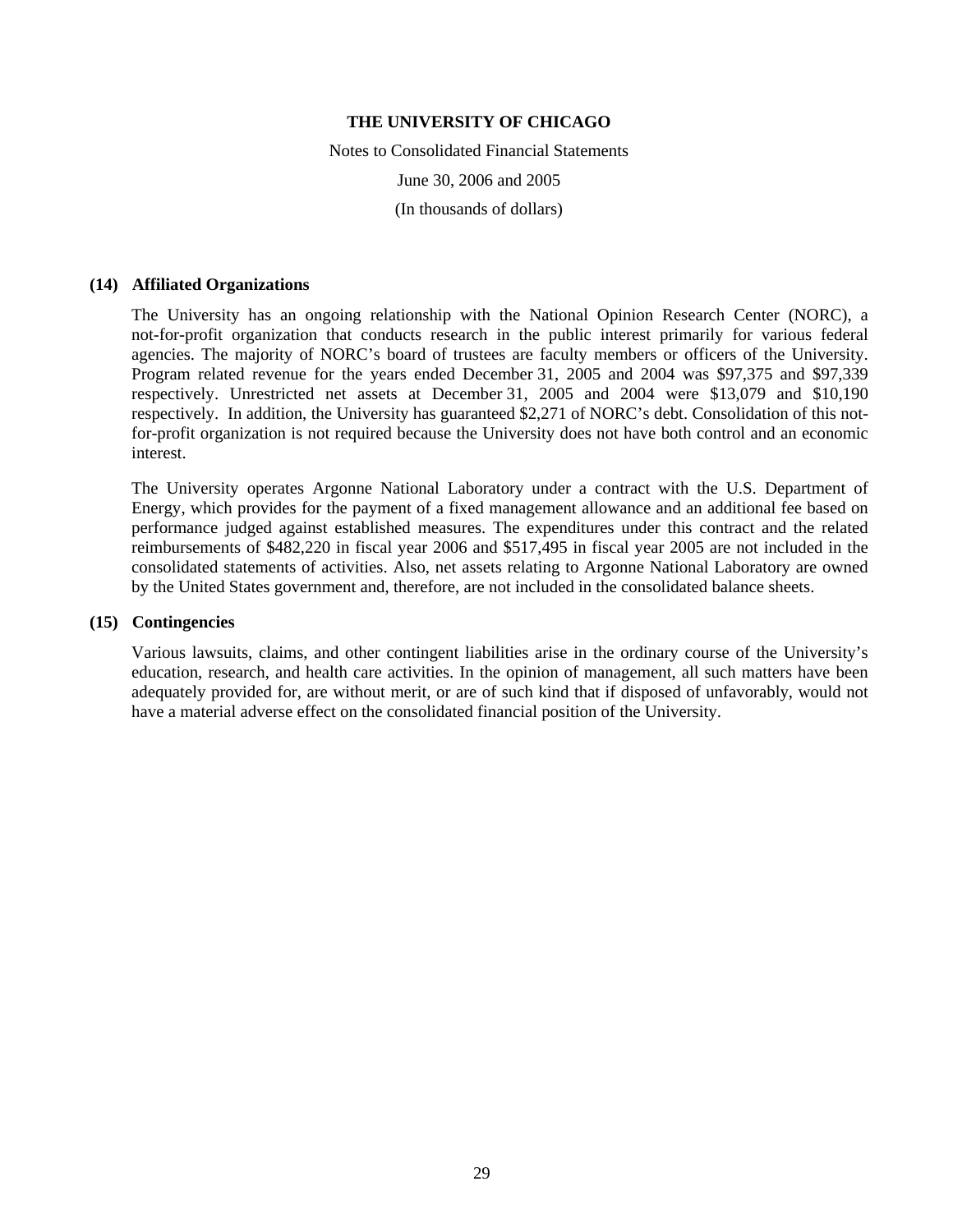### (14) Affiliated Organizations

The University has an ongoing relationship with the National Opinion Research Center (NORC), a not-for-profit organization that conducts research in the public interest primarily for various federal agencies. The majority of NORC's board of trustees are faculty members or officers of the University. Program related revenue for the years ended December 31, 2005 and 2004 was $97,375 and $97,339 respectively. Unrestricted net assets at December 31, 2005 and 2004 were $13,079 and $10,190 respectively. In addition, the University has guaranteed $2,271 of NORC's debt. Consolidation of this not-for-profit organization is not required because the University does not have both control and an economic interest.

The University operates Argonne National Laboratory under a contract with the U.S. Department of Energy, which provides for the payment of a fixed management allowance and an additional fee based on performance judged against established measures. The expenditures under this contract and the related reimbursements of $482,220 in fiscal year 2006 and $517,495 in fiscal year 2005 are not included in the consolidated statements of activities. Also, net assets relating to Argonne National Laboratory are owned by the United States government and, therefore, are not included in the consolidated balance sheets.

### (15) Contingencies

Various lawsuits, claims, and other contingent liabilities arise in the ordinary course of the University's education, research, and health care activities. In the opinion of management, all such matters have been adequately provided for, are without merit, or are of such kind that if disposed of unfavorably, would not have a material adverse effect on the consolidated financial position of the University.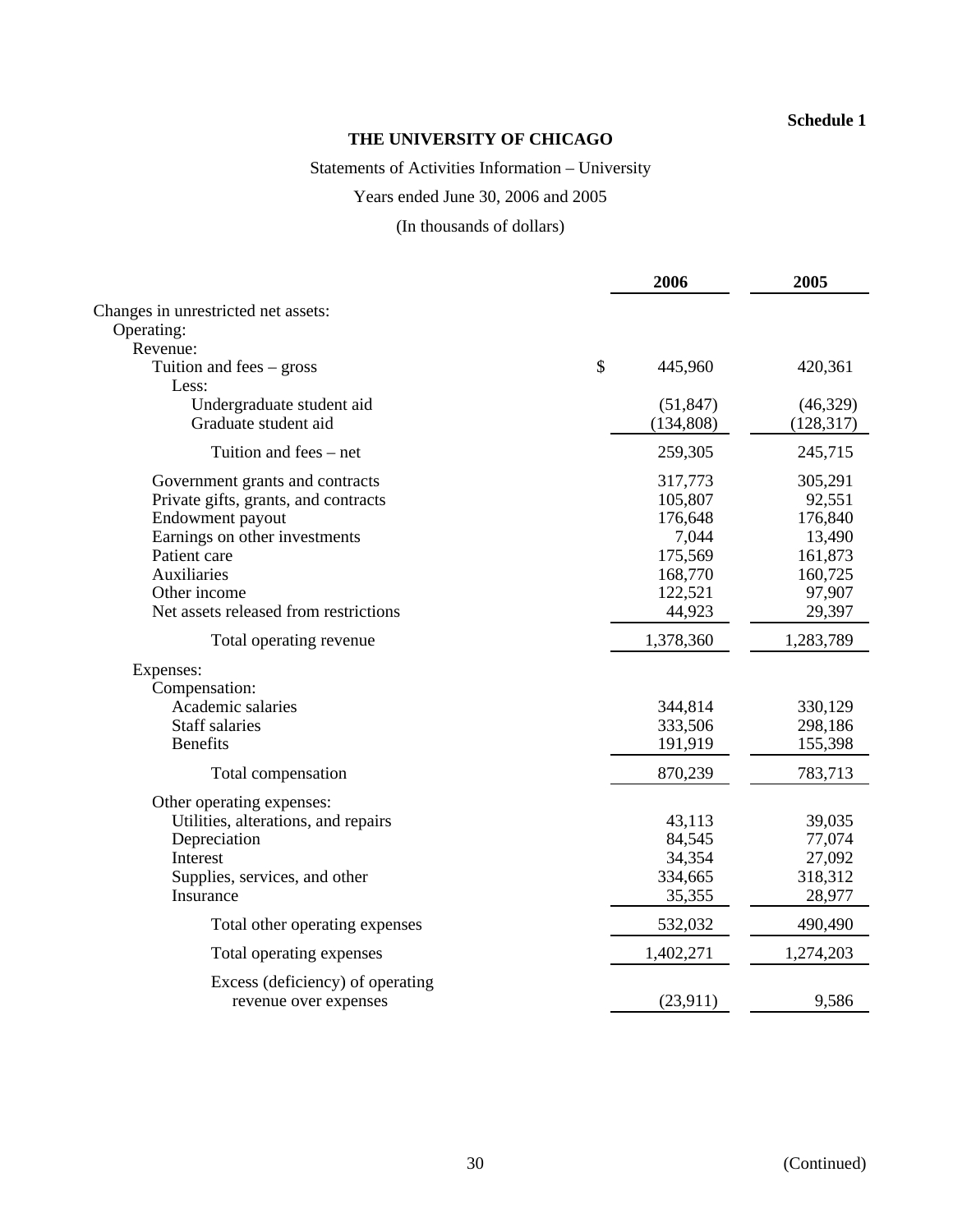Schedule 1

# THE UNIVERSITY OF CHICAGO

Statements of Activities Information – University

Years ended June 30, 2006 and 2005

(In thousands of dollars)

| | 2006 | 2005 |
|---|---|---|
| Changes in unrestricted net assets: | | |
| Operating: | | |
| Revenue: | | |
| Tuition and fees – gross | $ 445,960 | 420,361 |
| Less: | | |
| Undergraduate student aid | (51,847) | (46,329) |
| Graduate student aid | (134,808) | (128,317) |
| Tuition and fees – net | 259,305 | 245,715 |
| Government grants and contracts | 317,773 | 305,291 |
| Private gifts, grants, and contracts | 105,807 | 92,551 |
| Endowment payout | 176,648 | 176,840 |
| Earnings on other investments | 7,044 | 13,490 |
| Patient care | 175,569 | 161,873 |
| Auxiliaries | 168,770 | 160,725 |
| Other income | 122,521 | 97,907 |
| Net assets released from restrictions | 44,923 | 29,397 |
| Total operating revenue | 1,378,360 | 1,283,789 |
| Expenses: | | |
| Compensation: | | |
| Academic salaries | 344,814 | 330,129 |
| Staff salaries | 333,506 | 298,186 |
| Benefits | 191,919 | 155,398 |
| Total compensation | 870,239 | 783,713 |
| Other operating expenses: | | |
| Utilities, alterations, and repairs | 43,113 | 39,035 |
| Depreciation | 84,545 | 77,074 |
| Interest | 34,354 | 27,092 |
| Supplies, services, and other | 334,665 | 318,312 |
| Insurance | 35,355 | 28,977 |
| Total other operating expenses | 532,032 | 490,490 |
| Total operating expenses | 1,402,271 | 1,274,203 |
| Excess (deficiency) of operating revenue over expenses | (23,911) | 9,586 |

(Continued)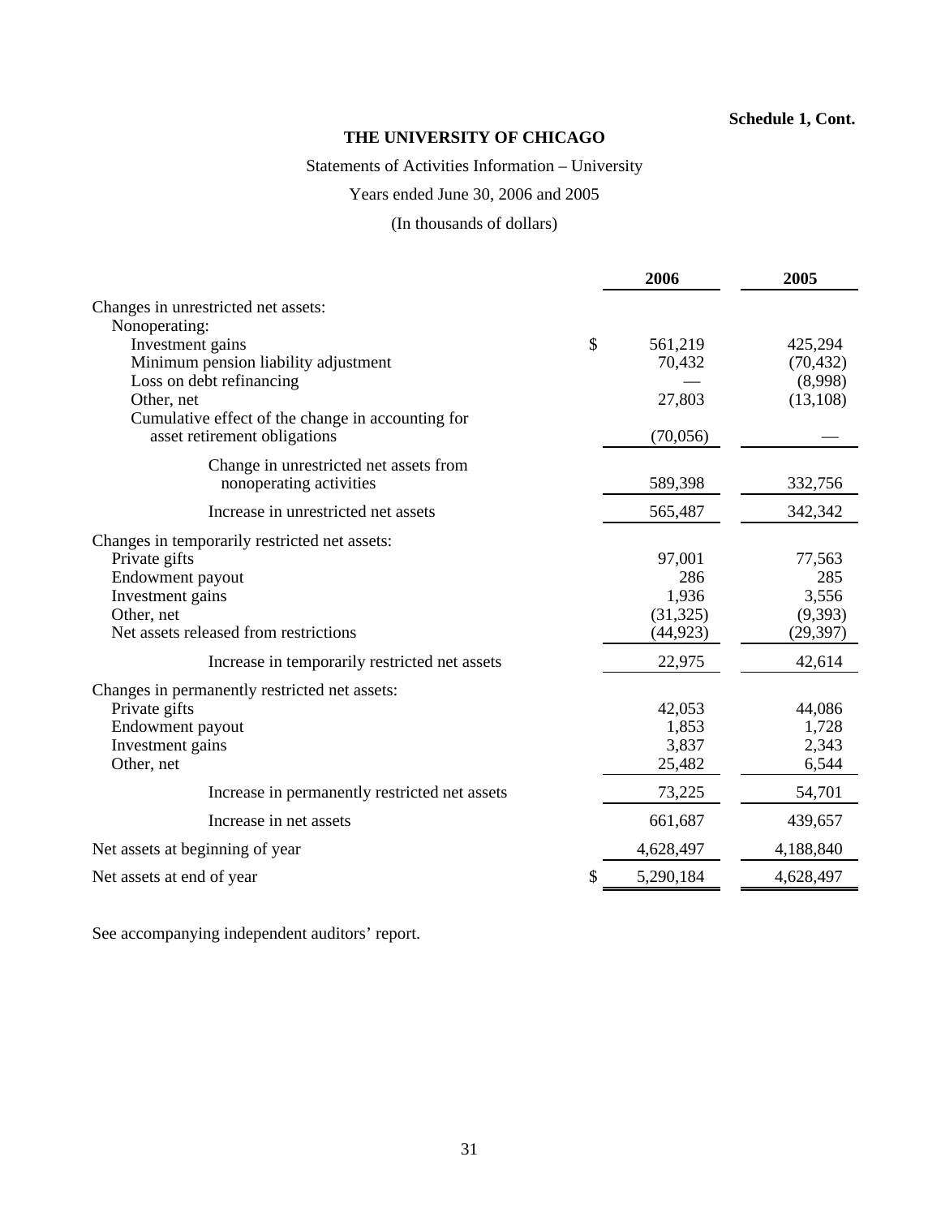**Schedule 1, Cont.**

# THE UNIVERSITY OF CHICAGO

Statements of Activities Information – University

Years ended June 30, 2006 and 2005

(In thousands of dollars)

| | 2006 | 2005 |
|---|---|---|
| Changes in unrestricted net assets: | | |
| Nonoperating: | | |
| Investment gains | $ 561,219 | 425,294 |
| Minimum pension liability adjustment | 70,432 | (70,432) |
| Loss on debt refinancing | — | (8,998) |
| Other, net | 27,803 | (13,108) |
| Cumulative effect of the change in accounting for asset retirement obligations | (70,056) | — |
| Change in unrestricted net assets from nonoperating activities | 589,398 | 332,756 |
| Increase in unrestricted net assets | 565,487 | 342,342 |
| Changes in temporarily restricted net assets: | | |
| Private gifts | 97,001 | 77,563 |
| Endowment payout | 286 | 285 |
| Investment gains | 1,936 | 3,556 |
| Other, net | (31,325) | (9,393) |
| Net assets released from restrictions | (44,923) | (29,397) |
| Increase in temporarily restricted net assets | 22,975 | 42,614 |
| Changes in permanently restricted net assets: | | |
| Private gifts | 42,053 | 44,086 |
| Endowment payout | 1,853 | 1,728 |
| Investment gains | 3,837 | 2,343 |
| Other, net | 25,482 | 6,544 |
| Increase in permanently restricted net assets | 73,225 | 54,701 |
| Increase in net assets | 661,687 | 439,657 |
| Net assets at beginning of year | 4,628,497 | 4,188,840 |
| Net assets at end of year | $ 5,290,184 | 4,628,497 |

See accompanying independent auditors' report.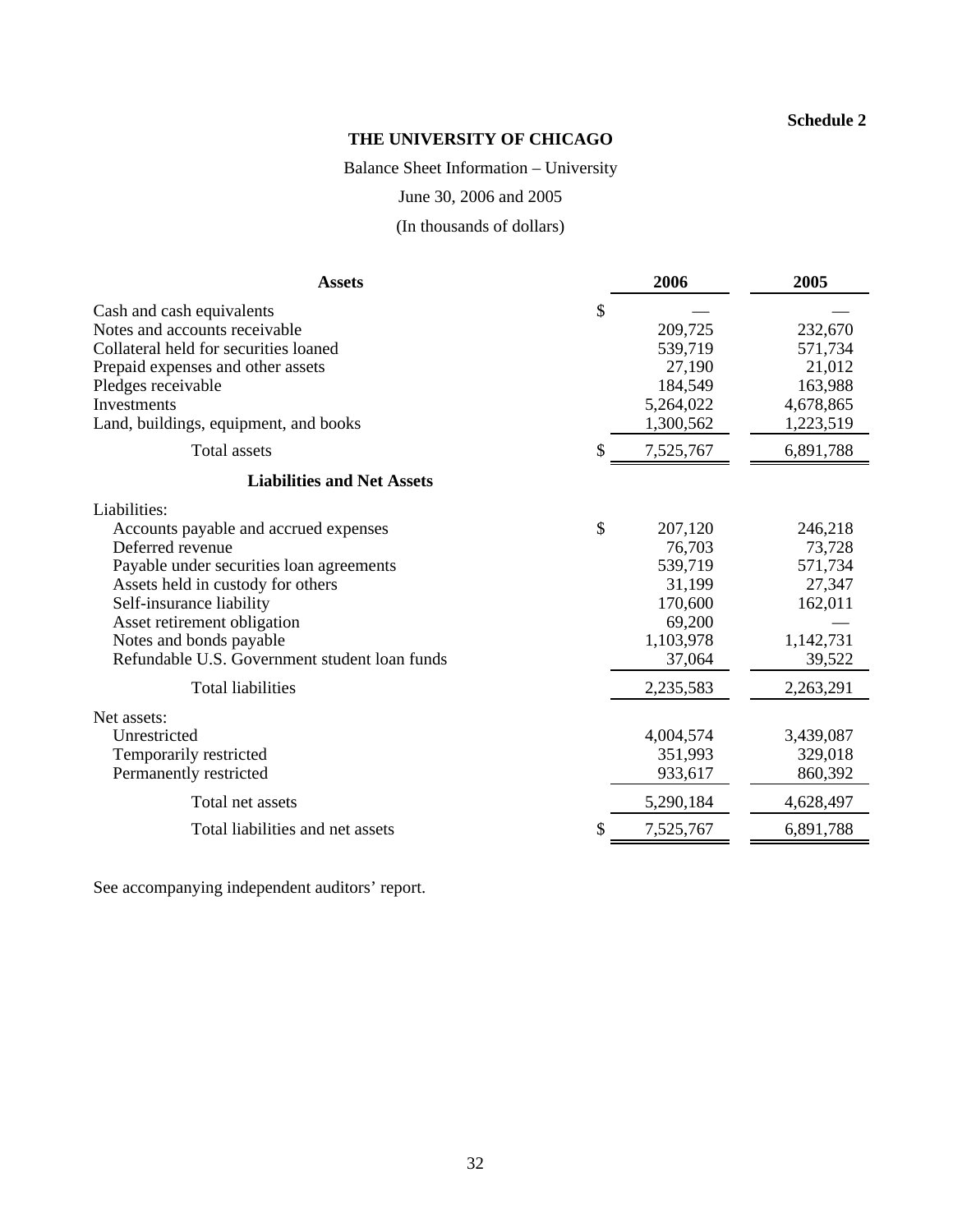**Schedule 2**

# THE UNIVERSITY OF CHICAGO

Balance Sheet Information – University

June 30, 2006 and 2005

(In thousands of dollars)

| **Assets** | | **2006** | **2005** |
|---|---|---|---|
| Cash and cash equivalents | $ | — | — |
| Notes and accounts receivable | | 209,725 | 232,670 |
| Collateral held for securities loaned | | 539,719 | 571,734 |
| Prepaid expenses and other assets | | 27,190 | 21,012 |
| Pledges receivable | | 184,549 | 163,988 |
| Investments | | 5,264,022 | 4,678,865 |
| Land, buildings, equipment, and books | | 1,300,562 | 1,223,519 |
| Total assets | $ | 7,525,767 | 6,891,788 |
| **Liabilities and Net Assets** | | | |
| Liabilities: | | | |
| Accounts payable and accrued expenses | $ | 207,120 | 246,218 |
| Deferred revenue | | 76,703 | 73,728 |
| Payable under securities loan agreements | | 539,719 | 571,734 |
| Assets held in custody for others | | 31,199 | 27,347 |
| Self-insurance liability | | 170,600 | 162,011 |
| Asset retirement obligation | | 69,200 | — |
| Notes and bonds payable | | 1,103,978 | 1,142,731 |
| Refundable U.S. Government student loan funds | | 37,064 | 39,522 |
| Total liabilities | | 2,235,583 | 2,263,291 |
| Net assets: | | | |
| Unrestricted | | 4,004,574 | 3,439,087 |
| Temporarily restricted | | 351,993 | 329,018 |
| Permanently restricted | | 933,617 | 860,392 |
| Total net assets | | 5,290,184 | 4,628,497 |
| Total liabilities and net assets | $ | 7,525,767 | 6,891,788 |

See accompanying independent auditors' report.